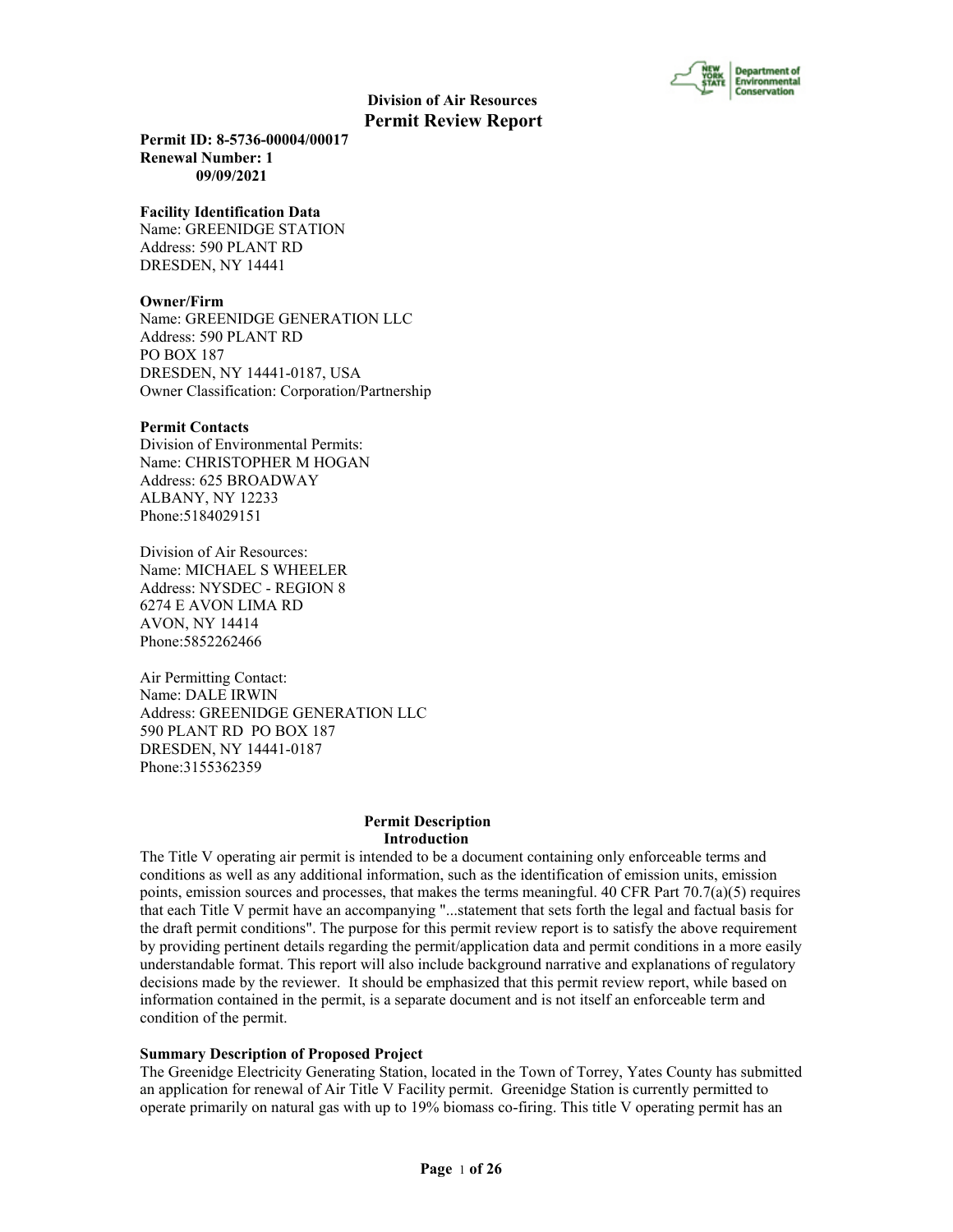# Division of Air Resources
# Permit Review Report

**Permit ID: 8-5736-00004/00017**
**Renewal Number: 1**
**09/09/2021**

**Facility Identification Data**
Name: GREENIDGE STATION
Address: 590 PLANT RD
DRESDEN, NY 14441

**Owner/Firm**
Name: GREENIDGE GENERATION LLC
Address: 590 PLANT RD
PO BOX 187
DRESDEN, NY 14441-0187, USA
Owner Classification: Corporation/Partnership

**Permit Contacts**
Division of Environmental Permits:
Name: CHRISTOPHER M HOGAN
Address: 625 BROADWAY
ALBANY, NY 12233
Phone:5184029151

Division of Air Resources:
Name: MICHAEL S WHEELER
Address: NYSDEC - REGION 8
6274 E AVON LIMA RD
AVON, NY 14414
Phone:5852262466

Air Permitting Contact:
Name: DALE IRWIN
Address: GREENIDGE GENERATION LLC
590 PLANT RD PO BOX 187
DRESDEN, NY 14441-0187
Phone:3155362359

## Permit Description
### Introduction

The Title V operating air permit is intended to be a document containing only enforceable terms and conditions as well as any additional information, such as the identification of emission units, emission points, emission sources and processes, that makes the terms meaningful. 40 CFR Part 70.7(a)(5) requires that each Title V permit have an accompanying "...statement that sets forth the legal and factual basis for the draft permit conditions". The purpose for this permit review report is to satisfy the above requirement by providing pertinent details regarding the permit/application data and permit conditions in a more easily understandable format. This report will also include background narrative and explanations of regulatory decisions made by the reviewer. It should be emphasized that this permit review report, while based on information contained in the permit, is a separate document and is not itself an enforceable term and condition of the permit.

**Summary Description of Proposed Project**
The Greenidge Electricity Generating Station, located in the Town of Torrey, Yates County has submitted an application for renewal of Air Title V Facility permit. Greenidge Station is currently permitted to operate primarily on natural gas with up to 19% biomass co-firing. This title V operating permit has an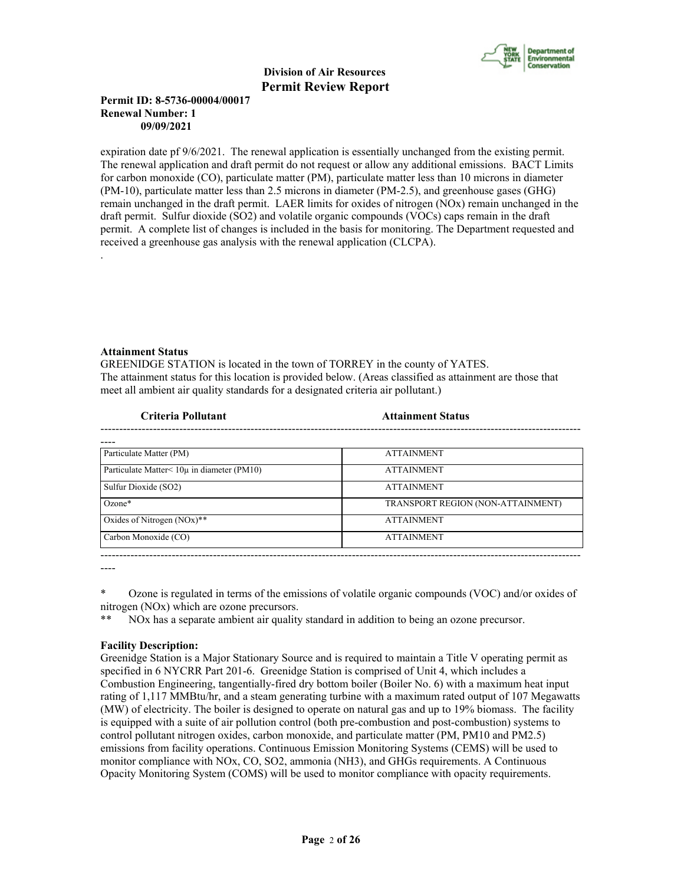expiration date pf 9/6/2021. The renewal application is essentially unchanged from the existing permit. The renewal application and draft permit do not request or allow any additional emissions. BACT Limits for carbon monoxide (CO), particulate matter (PM), particulate matter less than 10 microns in diameter (PM-10), particulate matter less than 2.5 microns in diameter (PM-2.5), and greenhouse gases (GHG) remain unchanged in the draft permit. LAER limits for oxides of nitrogen (NOx) remain unchanged in the draft permit. Sulfur dioxide (SO2) and volatile organic compounds (VOCs) caps remain in the draft permit. A complete list of changes is included in the basis for monitoring. The Department requested and received a greenhouse gas analysis with the renewal application (CLCPA).

.

**Attainment Status**

GREENIDGE STATION is located in the town of TORREY in the county of YATES.
The attainment status for this location is provided below. (Areas classified as attainment are those that meet all ambient air quality standards for a designated criteria air pollutant.)

| Criteria Pollutant | Attainment Status |
|---|---|
| Particulate Matter (PM) | ATTAINMENT |
| Particulate Matter< 10μ in diameter (PM10) | ATTAINMENT |
| Sulfur Dioxide (SO2) | ATTAINMENT |
| Ozone* | TRANSPORT REGION (NON-ATTAINMENT) |
| Oxides of Nitrogen (NOx)** | ATTAINMENT |
| Carbon Monoxide (CO) | ATTAINMENT |

\* Ozone is regulated in terms of the emissions of volatile organic compounds (VOC) and/or oxides of nitrogen (NOx) which are ozone precursors.

\*\* NOx has a separate ambient air quality standard in addition to being an ozone precursor.

**Facility Description:**

Greenidge Station is a Major Stationary Source and is required to maintain a Title V operating permit as specified in 6 NYCRR Part 201-6. Greenidge Station is comprised of Unit 4, which includes a Combustion Engineering, tangentially-fired dry bottom boiler (Boiler No. 6) with a maximum heat input rating of 1,117 MMBtu/hr, and a steam generating turbine with a maximum rated output of 107 Megawatts (MW) of electricity. The boiler is designed to operate on natural gas and up to 19% biomass. The facility is equipped with a suite of air pollution control (both pre-combustion and post-combustion) systems to control pollutant nitrogen oxides, carbon monoxide, and particulate matter (PM, PM10 and PM2.5) emissions from facility operations. Continuous Emission Monitoring Systems (CEMS) will be used to monitor compliance with NOx, CO, SO2, ammonia (NH3), and GHGs requirements. A Continuous Opacity Monitoring System (COMS) will be used to monitor compliance with opacity requirements.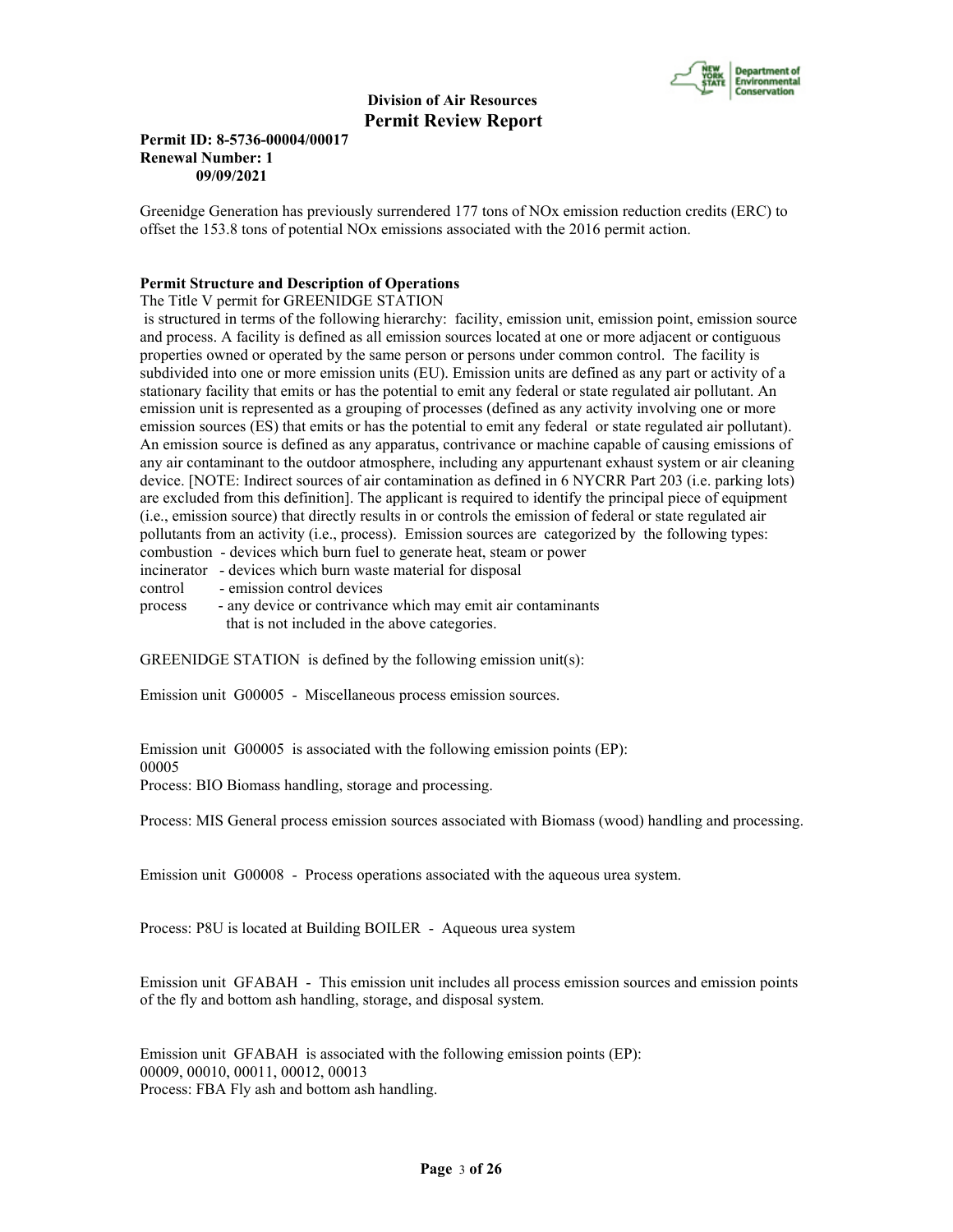**Division of Air Resources**
**Permit Review Report**

**Permit ID: 8-5736-00004/00017**
**Renewal Number: 1**
**09/09/2021**

Greenidge Generation has previously surrendered 177 tons of NOx emission reduction credits (ERC) to offset the 153.8 tons of potential NOx emissions associated with the 2016 permit action.

**Permit Structure and Description of Operations**

The Title V permit for GREENIDGE STATION is structured in terms of the following hierarchy: facility, emission unit, emission point, emission source and process. A facility is defined as all emission sources located at one or more adjacent or contiguous properties owned or operated by the same person or persons under common control. The facility is subdivided into one or more emission units (EU). Emission units are defined as any part or activity of a stationary facility that emits or has the potential to emit any federal or state regulated air pollutant. An emission unit is represented as a grouping of processes (defined as any activity involving one or more emission sources (ES) that emits or has the potential to emit any federal or state regulated air pollutant). An emission source is defined as any apparatus, contrivance or machine capable of causing emissions of any air contaminant to the outdoor atmosphere, including any appurtenant exhaust system or air cleaning device. [NOTE: Indirect sources of air contamination as defined in 6 NYCRR Part 203 (i.e. parking lots) are excluded from this definition]. The applicant is required to identify the principal piece of equipment (i.e., emission source) that directly results in or controls the emission of federal or state regulated air pollutants from an activity (i.e., process). Emission sources are categorized by the following types:

combustion - devices which burn fuel to generate heat, steam or power
incinerator - devices which burn waste material for disposal
control - emission control devices
process - any device or contrivance which may emit air contaminants that is not included in the above categories.

GREENIDGE STATION is defined by the following emission unit(s):

Emission unit G00005 - Miscellaneous process emission sources.

Emission unit G00005 is associated with the following emission points (EP):
00005
Process: BIO Biomass handling, storage and processing.

Process: MIS General process emission sources associated with Biomass (wood) handling and processing.

Emission unit G00008 - Process operations associated with the aqueous urea system.

Process: P8U is located at Building BOILER - Aqueous urea system

Emission unit GFABAH - This emission unit includes all process emission sources and emission points of the fly and bottom ash handling, storage, and disposal system.

Emission unit GFABAH is associated with the following emission points (EP):
00009, 00010, 00011, 00012, 00013
Process: FBA Fly ash and bottom ash handling.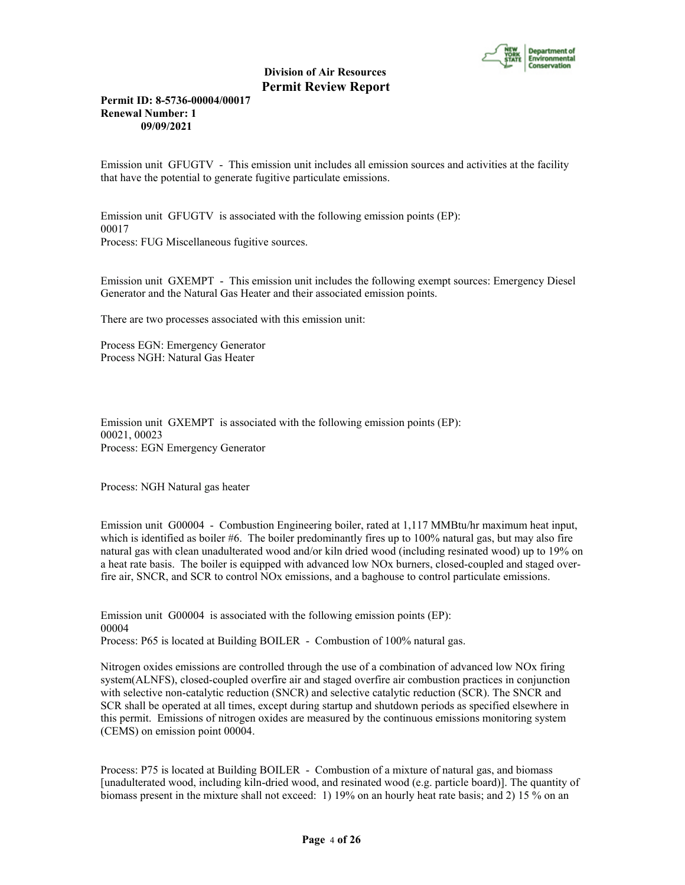Emission unit GFUGTV - This emission unit includes all emission sources and activities at the facility that have the potential to generate fugitive particulate emissions.

Emission unit GFUGTV is associated with the following emission points (EP):
00017
Process: FUG Miscellaneous fugitive sources.

Emission unit GXEMPT - This emission unit includes the following exempt sources: Emergency Diesel Generator and the Natural Gas Heater and their associated emission points.

There are two processes associated with this emission unit:

Process EGN: Emergency Generator
Process NGH: Natural Gas Heater

Emission unit GXEMPT is associated with the following emission points (EP):
00021, 00023
Process: EGN Emergency Generator

Process: NGH Natural gas heater

Emission unit G00004 - Combustion Engineering boiler, rated at 1,117 MMBtu/hr maximum heat input, which is identified as boiler #6. The boiler predominantly fires up to 100% natural gas, but may also fire natural gas with clean unadulterated wood and/or kiln dried wood (including resinated wood) up to 19% on a heat rate basis. The boiler is equipped with advanced low NOx burners, closed-coupled and staged over-fire air, SNCR, and SCR to control NOx emissions, and a baghouse to control particulate emissions.

Emission unit G00004 is associated with the following emission points (EP):
00004
Process: P65 is located at Building BOILER - Combustion of 100% natural gas.

Nitrogen oxides emissions are controlled through the use of a combination of advanced low NOx firing system(ALNFS), closed-coupled overfire air and staged overfire air combustion practices in conjunction with selective non-catalytic reduction (SNCR) and selective catalytic reduction (SCR). The SNCR and SCR shall be operated at all times, except during startup and shutdown periods as specified elsewhere in this permit. Emissions of nitrogen oxides are measured by the continuous emissions monitoring system (CEMS) on emission point 00004.

Process: P75 is located at Building BOILER - Combustion of a mixture of natural gas, and biomass [unadulterated wood, including kiln-dried wood, and resinated wood (e.g. particle board)]. The quantity of biomass present in the mixture shall not exceed: 1) 19% on an hourly heat rate basis; and 2) 15 % on an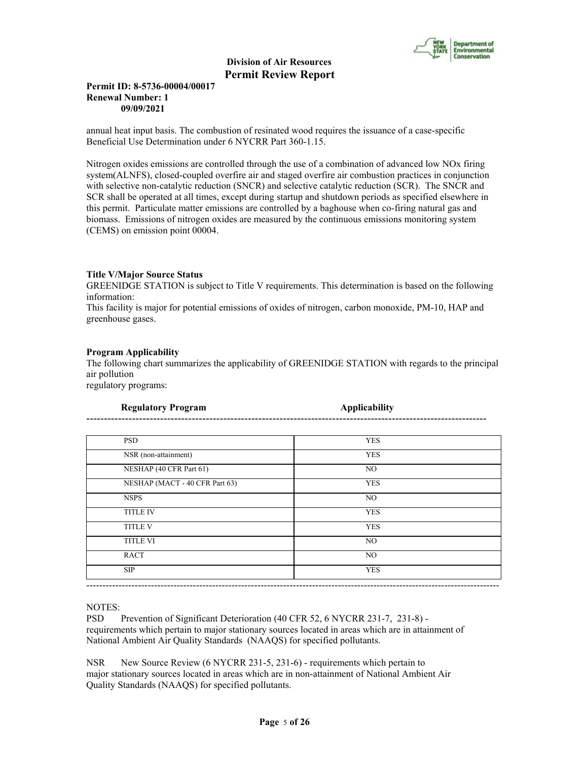annual heat input basis. The combustion of resinated wood requires the issuance of a case-specific Beneficial Use Determination under 6 NYCRR Part 360-1.15.

Nitrogen oxides emissions are controlled through the use of a combination of advanced low NOx firing system(ALNFS), closed-coupled overfire air and staged overfire air combustion practices in conjunction with selective non-catalytic reduction (SNCR) and selective catalytic reduction (SCR). The SNCR and SCR shall be operated at all times, except during startup and shutdown periods as specified elsewhere in this permit. Particulate matter emissions are controlled by a baghouse when co-firing natural gas and biomass. Emissions of nitrogen oxides are measured by the continuous emissions monitoring system (CEMS) on emission point 00004.

**Title V/Major Source Status**
GREENIDGE STATION is subject to Title V requirements. This determination is based on the following information:
This facility is major for potential emissions of oxides of nitrogen, carbon monoxide, PM-10, HAP and greenhouse gases.

**Program Applicability**
The following chart summarizes the applicability of GREENIDGE STATION with regards to the principal air pollution
regulatory programs:

| Regulatory Program | Applicability |
|---|---|
| PSD | YES |
| NSR (non-attainment) | YES |
| NESHAP (40 CFR Part 61) | NO |
| NESHAP (MACT - 40 CFR Part 63) | YES |
| NSPS | NO |
| TITLE IV | YES |
| TITLE V | YES |
| TITLE VI | NO |
| RACT | NO |
| SIP | YES |

NOTES:
PSD Prevention of Significant Deterioration (40 CFR 52, 6 NYCRR 231-7, 231-8) - requirements which pertain to major stationary sources located in areas which are in attainment of National Ambient Air Quality Standards (NAAQS) for specified pollutants.

NSR New Source Review (6 NYCRR 231-5, 231-6) - requirements which pertain to major stationary sources located in areas which are in non-attainment of National Ambient Air Quality Standards (NAAQS) for specified pollutants.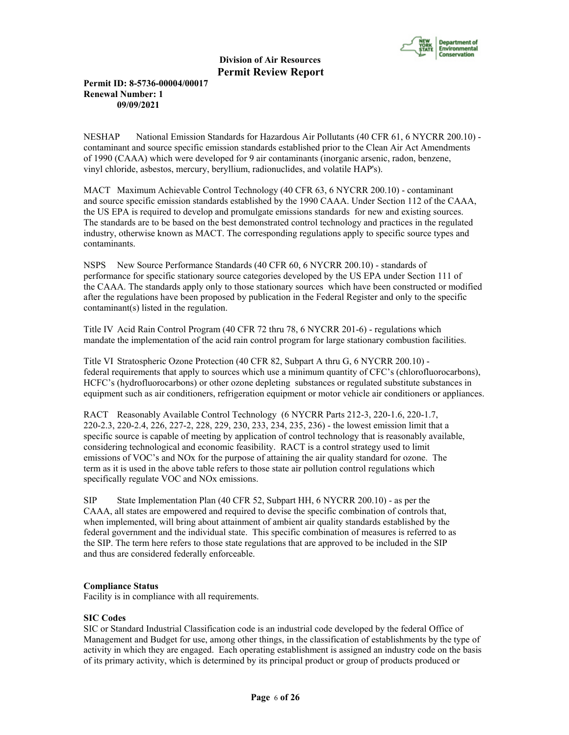NESHAP National Emission Standards for Hazardous Air Pollutants (40 CFR 61, 6 NYCRR 200.10) - contaminant and source specific emission standards established prior to the Clean Air Act Amendments of 1990 (CAAA) which were developed for 9 air contaminants (inorganic arsenic, radon, benzene, vinyl chloride, asbestos, mercury, beryllium, radionuclides, and volatile HAP's).

MACT Maximum Achievable Control Technology (40 CFR 63, 6 NYCRR 200.10) - contaminant and source specific emission standards established by the 1990 CAAA. Under Section 112 of the CAAA, the US EPA is required to develop and promulgate emissions standards for new and existing sources. The standards are to be based on the best demonstrated control technology and practices in the regulated industry, otherwise known as MACT. The corresponding regulations apply to specific source types and contaminants.

NSPS New Source Performance Standards (40 CFR 60, 6 NYCRR 200.10) - standards of performance for specific stationary source categories developed by the US EPA under Section 111 of the CAAA. The standards apply only to those stationary sources which have been constructed or modified after the regulations have been proposed by publication in the Federal Register and only to the specific contaminant(s) listed in the regulation.

Title IV Acid Rain Control Program (40 CFR 72 thru 78, 6 NYCRR 201-6) - regulations which mandate the implementation of the acid rain control program for large stationary combustion facilities.

Title VI Stratospheric Ozone Protection (40 CFR 82, Subpart A thru G, 6 NYCRR 200.10) - federal requirements that apply to sources which use a minimum quantity of CFC's (chlorofluorocarbons), HCFC's (hydrofluorocarbons) or other ozone depleting substances or regulated substitute substances in equipment such as air conditioners, refrigeration equipment or motor vehicle air conditioners or appliances.

RACT Reasonably Available Control Technology (6 NYCRR Parts 212-3, 220-1.6, 220-1.7, 220-2.3, 220-2.4, 226, 227-2, 228, 229, 230, 233, 234, 235, 236) - the lowest emission limit that a specific source is capable of meeting by application of control technology that is reasonably available, considering technological and economic feasibility. RACT is a control strategy used to limit emissions of VOC's and NOx for the purpose of attaining the air quality standard for ozone. The term as it is used in the above table refers to those state air pollution control regulations which specifically regulate VOC and NOx emissions.

SIP State Implementation Plan (40 CFR 52, Subpart HH, 6 NYCRR 200.10) - as per the CAAA, all states are empowered and required to devise the specific combination of controls that, when implemented, will bring about attainment of ambient air quality standards established by the federal government and the individual state. This specific combination of measures is referred to as the SIP. The term here refers to those state regulations that are approved to be included in the SIP and thus are considered federally enforceable.

**Compliance Status**

Facility is in compliance with all requirements.

**SIC Codes**

SIC or Standard Industrial Classification code is an industrial code developed by the federal Office of Management and Budget for use, among other things, in the classification of establishments by the type of activity in which they are engaged. Each operating establishment is assigned an industry code on the basis of its primary activity, which is determined by its principal product or group of products produced or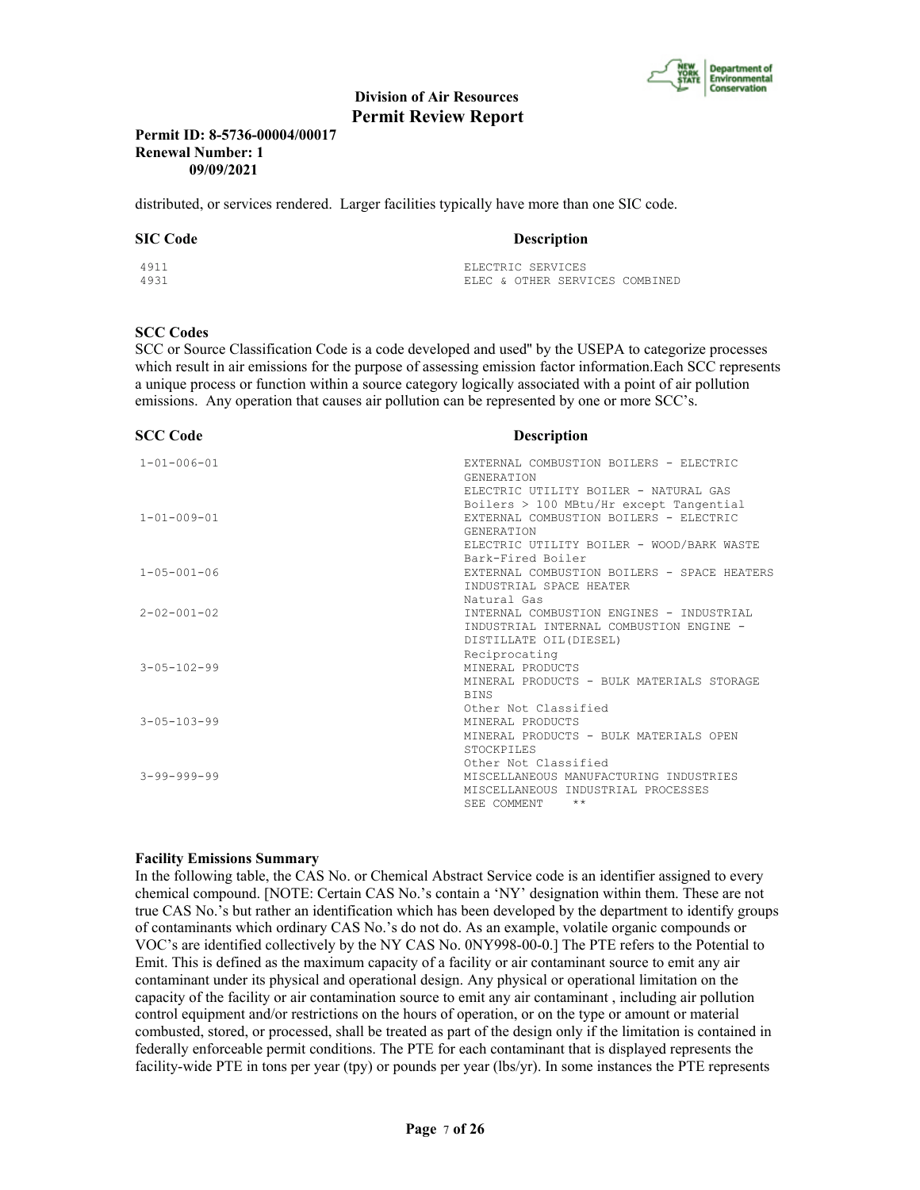distributed, or services rendered. Larger facilities typically have more than one SIC code.

| SIC Code | Description |
|---|---|
| 4911 | ELECTRIC SERVICES |
| 4931 | ELEC & OTHER SERVICES COMBINED |

**SCC Codes**

SCC or Source Classification Code is a code developed and used" by the USEPA to categorize processes which result in air emissions for the purpose of assessing emission factor information.Each SCC represents a unique process or function within a source category logically associated with a point of air pollution emissions. Any operation that causes air pollution can be represented by one or more SCC's.

| SCC Code | Description |
|---|---|
| 1-01-006-01 | EXTERNAL COMBUSTION BOILERS - ELECTRIC GENERATION<br>ELECTRIC UTILITY BOILER - NATURAL GAS<br>Boilers > 100 MBtu/Hr except Tangential |
| 1-01-009-01 | EXTERNAL COMBUSTION BOILERS - ELECTRIC GENERATION<br>ELECTRIC UTILITY BOILER - WOOD/BARK WASTE<br>Bark-Fired Boiler |
| 1-05-001-06 | EXTERNAL COMBUSTION BOILERS - SPACE HEATERS<br>INDUSTRIAL SPACE HEATER<br>Natural Gas |
| 2-02-001-02 | INTERNAL COMBUSTION ENGINES - INDUSTRIAL<br>INDUSTRIAL INTERNAL COMBUSTION ENGINE - DISTILLATE OIL(DIESEL)<br>Reciprocating |
| 3-05-102-99 | MINERAL PRODUCTS<br>MINERAL PRODUCTS - BULK MATERIALS STORAGE BINS<br>Other Not Classified |
| 3-05-103-99 | MINERAL PRODUCTS<br>MINERAL PRODUCTS - BULK MATERIALS OPEN STOCKPILES<br>Other Not Classified |
| 3-99-999-99 | MISCELLANEOUS MANUFACTURING INDUSTRIES<br>MISCELLANEOUS INDUSTRIAL PROCESSES<br>SEE COMMENT ** |

**Facility Emissions Summary**

In the following table, the CAS No. or Chemical Abstract Service code is an identifier assigned to every chemical compound. [NOTE: Certain CAS No.'s contain a 'NY' designation within them. These are not true CAS No.'s but rather an identification which has been developed by the department to identify groups of contaminants which ordinary CAS No.'s do not do. As an example, volatile organic compounds or VOC's are identified collectively by the NY CAS No. 0NY998-00-0.] The PTE refers to the Potential to Emit. This is defined as the maximum capacity of a facility or air contaminant source to emit any air contaminant under its physical and operational design. Any physical or operational limitation on the capacity of the facility or air contamination source to emit any air contaminant , including air pollution control equipment and/or restrictions on the hours of operation, or on the type or amount or material combusted, stored, or processed, shall be treated as part of the design only if the limitation is contained in federally enforceable permit conditions. The PTE for each contaminant that is displayed represents the facility-wide PTE in tons per year (tpy) or pounds per year (lbs/yr). In some instances the PTE represents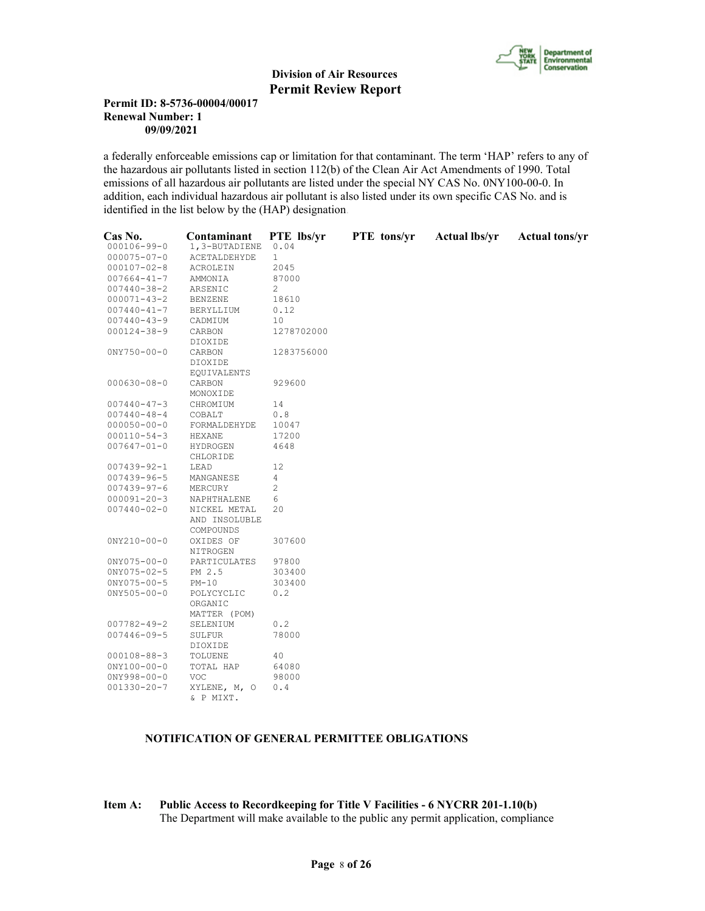a federally enforceable emissions cap or limitation for that contaminant. The term 'HAP' refers to any of the hazardous air pollutants listed in section 112(b) of the Clean Air Act Amendments of 1990. Total emissions of all hazardous air pollutants are listed under the special NY CAS No. 0NY100-00-0. In addition, each individual hazardous air pollutant is also listed under its own specific CAS No. and is identified in the list below by the (HAP) designation.

| Cas No. | Contaminant | PTE lbs/yr | PTE tons/yr | Actual lbs/yr | Actual tons/yr |
|---|---|---|---|---|---|
| 000106-99-0 | 1,3-BUTADIENE | 0.04 | | | |
| 000075-07-0 | ACETALDEHYDE | 1 | | | |
| 000107-02-8 | ACROLEIN | 2045 | | | |
| 007664-41-7 | AMMONIA | 87000 | | | |
| 007440-38-2 | ARSENIC | 2 | | | |
| 000071-43-2 | BENZENE | 18610 | | | |
| 007440-41-7 | BERYLLIUM | 0.12 | | | |
| 007440-43-9 | CADMIUM | 10 | | | |
| 000124-38-9 | CARBON DIOXIDE | 1278702000 | | | |
| 0NY750-00-0 | CARBON DIOXIDE EQUIVALENTS | 1283756000 | | | |
| 000630-08-0 | CARBON MONOXIDE | 929600 | | | |
| 007440-47-3 | CHROMIUM | 14 | | | |
| 007440-48-4 | COBALT | 0.8 | | | |
| 000050-00-0 | FORMALDEHYDE | 10047 | | | |
| 000110-54-3 | HEXANE | 17200 | | | |
| 007647-01-0 | HYDROGEN CHLORIDE | 4648 | | | |
| 007439-92-1 | LEAD | 12 | | | |
| 007439-96-5 | MANGANESE | 4 | | | |
| 007439-97-6 | MERCURY | 2 | | | |
| 000091-20-3 | NAPHTHALENE | 6 | | | |
| 007440-02-0 | NICKEL METAL AND INSOLUBLE COMPOUNDS | 20 | | | |
| 0NY210-00-0 | OXIDES OF NITROGEN | 307600 | | | |
| 0NY075-00-0 | PARTICULATES | 97800 | | | |
| 0NY075-02-5 | PM 2.5 | 303400 | | | |
| 0NY075-00-5 | PM-10 | 303400 | | | |
| 0NY505-00-0 | POLYCYCLIC ORGANIC MATTER (POM) | 0.2 | | | |
| 007782-49-2 | SELENIUM | 0.2 | | | |
| 007446-09-5 | SULFUR DIOXIDE | 78000 | | | |
| 000108-88-3 | TOLUENE | 40 | | | |
| 0NY100-00-0 | TOTAL HAP | 64080 | | | |
| 0NY998-00-0 | VOC | 98000 | | | |
| 001330-20-7 | XYLENE, M, O & P MIXT. | 0.4 | | | |

**NOTIFICATION OF GENERAL PERMITTEE OBLIGATIONS**

**Item A: Public Access to Recordkeeping for Title V Facilities - 6 NYCRR 201-1.10(b)**
The Department will make available to the public any permit application, compliance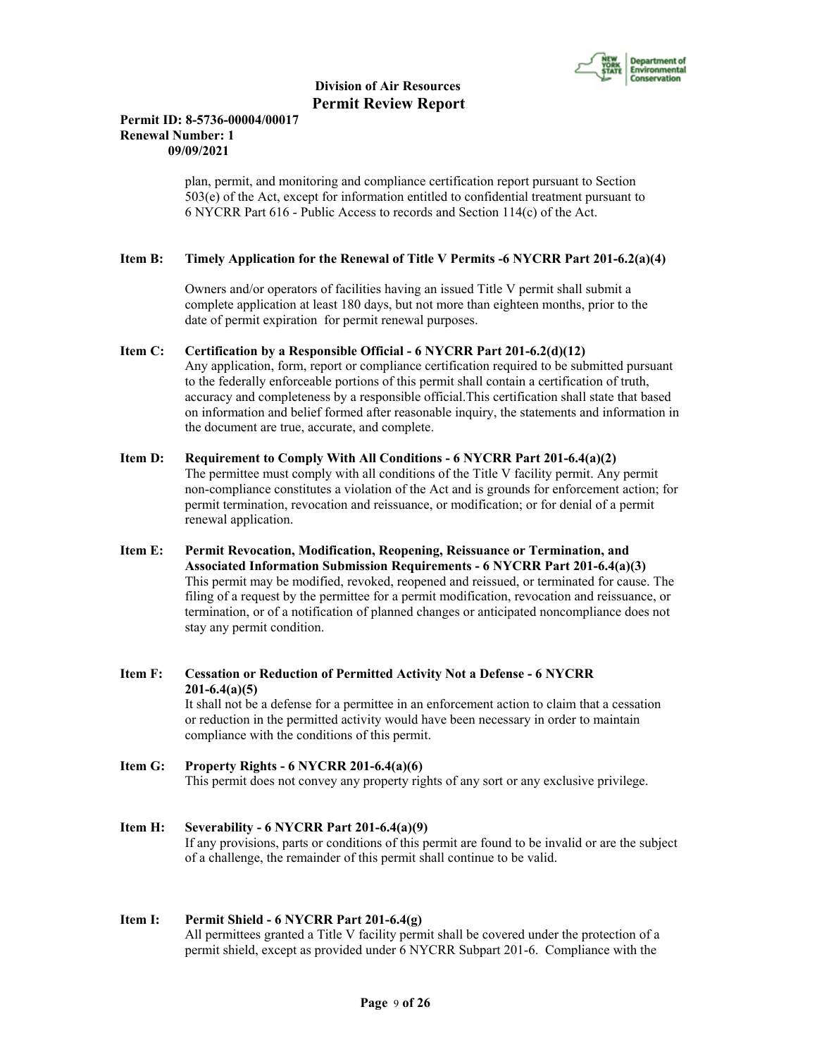plan, permit, and monitoring and compliance certification report pursuant to Section 503(e) of the Act, except for information entitled to confidential treatment pursuant to 6 NYCRR Part 616 - Public Access to records and Section 114(c) of the Act.

**Item B: Timely Application for the Renewal of Title V Permits -6 NYCRR Part 201-6.2(a)(4)**

Owners and/or operators of facilities having an issued Title V permit shall submit a complete application at least 180 days, but not more than eighteen months, prior to the date of permit expiration for permit renewal purposes.

**Item C: Certification by a Responsible Official - 6 NYCRR Part 201-6.2(d)(12)**

Any application, form, report or compliance certification required to be submitted pursuant to the federally enforceable portions of this permit shall contain a certification of truth, accuracy and completeness by a responsible official.This certification shall state that based on information and belief formed after reasonable inquiry, the statements and information in the document are true, accurate, and complete.

**Item D: Requirement to Comply With All Conditions - 6 NYCRR Part 201-6.4(a)(2)**

The permittee must comply with all conditions of the Title V facility permit. Any permit non-compliance constitutes a violation of the Act and is grounds for enforcement action; for permit termination, revocation and reissuance, or modification; or for denial of a permit renewal application.

**Item E: Permit Revocation, Modification, Reopening, Reissuance or Termination, and Associated Information Submission Requirements - 6 NYCRR Part 201-6.4(a)(3)**

This permit may be modified, revoked, reopened and reissued, or terminated for cause. The filing of a request by the permittee for a permit modification, revocation and reissuance, or termination, or of a notification of planned changes or anticipated noncompliance does not stay any permit condition.

**Item F: Cessation or Reduction of Permitted Activity Not a Defense - 6 NYCRR 201-6.4(a)(5)**

It shall not be a defense for a permittee in an enforcement action to claim that a cessation or reduction in the permitted activity would have been necessary in order to maintain compliance with the conditions of this permit.

**Item G: Property Rights - 6 NYCRR 201-6.4(a)(6)**

This permit does not convey any property rights of any sort or any exclusive privilege.

**Item H: Severability - 6 NYCRR Part 201-6.4(a)(9)**

If any provisions, parts or conditions of this permit are found to be invalid or are the subject of a challenge, the remainder of this permit shall continue to be valid.

**Item I: Permit Shield - 6 NYCRR Part 201-6.4(g)**

All permittees granted a Title V facility permit shall be covered under the protection of a permit shield, except as provided under 6 NYCRR Subpart 201-6. Compliance with the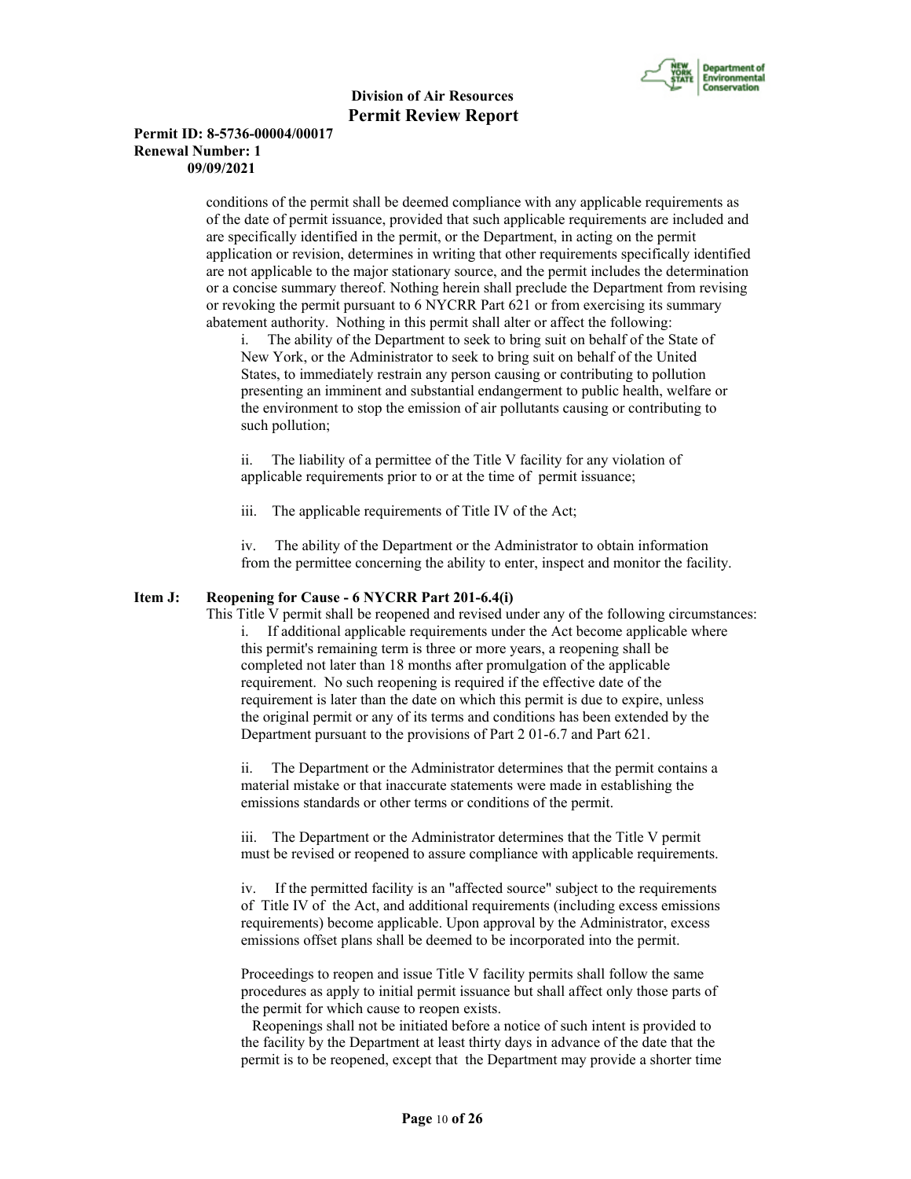conditions of the permit shall be deemed compliance with any applicable requirements as of the date of permit issuance, provided that such applicable requirements are included and are specifically identified in the permit, or the Department, in acting on the permit application or revision, determines in writing that other requirements specifically identified are not applicable to the major stationary source, and the permit includes the determination or a concise summary thereof. Nothing herein shall preclude the Department from revising or revoking the permit pursuant to 6 NYCRR Part 621 or from exercising its summary abatement authority. Nothing in this permit shall alter or affect the following:

i. The ability of the Department to seek to bring suit on behalf of the State of New York, or the Administrator to seek to bring suit on behalf of the United States, to immediately restrain any person causing or contributing to pollution presenting an imminent and substantial endangerment to public health, welfare or the environment to stop the emission of air pollutants causing or contributing to such pollution;

ii. The liability of a permittee of the Title V facility for any violation of applicable requirements prior to or at the time of permit issuance;

iii. The applicable requirements of Title IV of the Act;

iv. The ability of the Department or the Administrator to obtain information from the permittee concerning the ability to enter, inspect and monitor the facility.

**Item J: Reopening for Cause - 6 NYCRR Part 201-6.4(i)**

This Title V permit shall be reopened and revised under any of the following circumstances:

i. If additional applicable requirements under the Act become applicable where this permit's remaining term is three or more years, a reopening shall be completed not later than 18 months after promulgation of the applicable requirement. No such reopening is required if the effective date of the requirement is later than the date on which this permit is due to expire, unless the original permit or any of its terms and conditions has been extended by the Department pursuant to the provisions of Part 2 01-6.7 and Part 621.

ii. The Department or the Administrator determines that the permit contains a material mistake or that inaccurate statements were made in establishing the emissions standards or other terms or conditions of the permit.

iii. The Department or the Administrator determines that the Title V permit must be revised or reopened to assure compliance with applicable requirements.

iv. If the permitted facility is an "affected source" subject to the requirements of Title IV of the Act, and additional requirements (including excess emissions requirements) become applicable. Upon approval by the Administrator, excess emissions offset plans shall be deemed to be incorporated into the permit.

Proceedings to reopen and issue Title V facility permits shall follow the same procedures as apply to initial permit issuance but shall affect only those parts of the permit for which cause to reopen exists.

Reopenings shall not be initiated before a notice of such intent is provided to the facility by the Department at least thirty days in advance of the date that the permit is to be reopened, except that the Department may provide a shorter time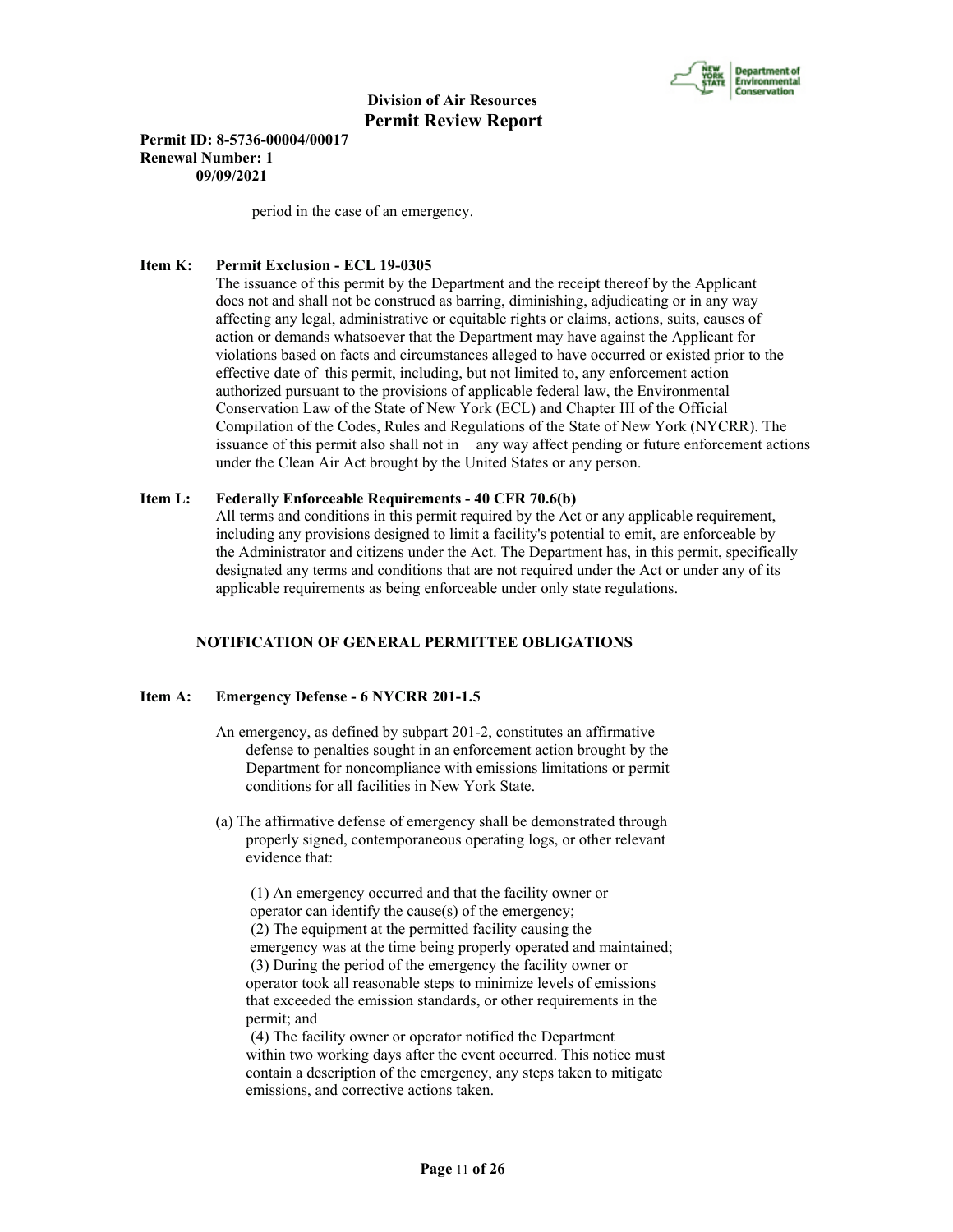period in the case of an emergency.

**Item K: Permit Exclusion - ECL 19-0305**

The issuance of this permit by the Department and the receipt thereof by the Applicant does not and shall not be construed as barring, diminishing, adjudicating or in any way affecting any legal, administrative or equitable rights or claims, actions, suits, causes of action or demands whatsoever that the Department may have against the Applicant for violations based on facts and circumstances alleged to have occurred or existed prior to the effective date of this permit, including, but not limited to, any enforcement action authorized pursuant to the provisions of applicable federal law, the Environmental Conservation Law of the State of New York (ECL) and Chapter III of the Official Compilation of the Codes, Rules and Regulations of the State of New York (NYCRR). The issuance of this permit also shall not in any way affect pending or future enforcement actions under the Clean Air Act brought by the United States or any person.

**Item L: Federally Enforceable Requirements - 40 CFR 70.6(b)**

All terms and conditions in this permit required by the Act or any applicable requirement, including any provisions designed to limit a facility's potential to emit, are enforceable by the Administrator and citizens under the Act. The Department has, in this permit, specifically designated any terms and conditions that are not required under the Act or under any of its applicable requirements as being enforceable under only state regulations.

## NOTIFICATION OF GENERAL PERMITTEE OBLIGATIONS

**Item A: Emergency Defense - 6 NYCRR 201-1.5**

An emergency, as defined by subpart 201-2, constitutes an affirmative defense to penalties sought in an enforcement action brought by the Department for noncompliance with emissions limitations or permit conditions for all facilities in New York State.

(a) The affirmative defense of emergency shall be demonstrated through properly signed, contemporaneous operating logs, or other relevant evidence that:

(1) An emergency occurred and that the facility owner or operator can identify the cause(s) of the emergency;
(2) The equipment at the permitted facility causing the emergency was at the time being properly operated and maintained;
(3) During the period of the emergency the facility owner or operator took all reasonable steps to minimize levels of emissions that exceeded the emission standards, or other requirements in the permit; and
(4) The facility owner or operator notified the Department within two working days after the event occurred. This notice must contain a description of the emergency, any steps taken to mitigate emissions, and corrective actions taken.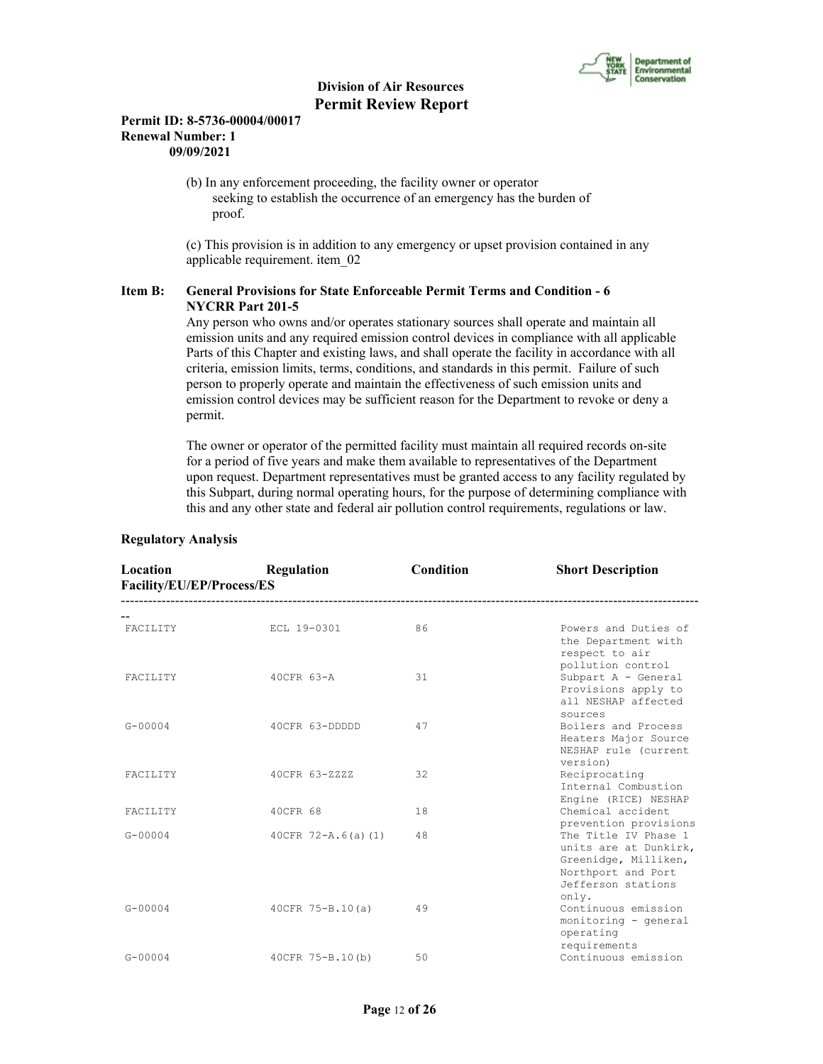(b) In any enforcement proceeding, the facility owner or operator seeking to establish the occurrence of an emergency has the burden of proof.

(c) This provision is in addition to any emergency or upset provision contained in any applicable requirement. item_02

**Item B: General Provisions for State Enforceable Permit Terms and Condition - 6 NYCRR Part 201-5**

Any person who owns and/or operates stationary sources shall operate and maintain all emission units and any required emission control devices in compliance with all applicable Parts of this Chapter and existing laws, and shall operate the facility in accordance with all criteria, emission limits, terms, conditions, and standards in this permit. Failure of such person to properly operate and maintain the effectiveness of such emission units and emission control devices may be sufficient reason for the Department to revoke or deny a permit.

The owner or operator of the permitted facility must maintain all required records on-site for a period of five years and make them available to representatives of the Department upon request. Department representatives must be granted access to any facility regulated by this Subpart, during normal operating hours, for the purpose of determining compliance with this and any other state and federal air pollution control requirements, regulations or law.

**Regulatory Analysis**

| Location Facility/EU/EP/Process/ES | Regulation | Condition | Short Description |
|---|---|---|---|
| FACILITY | ECL 19-0301 | 86 | Powers and Duties of the Department with respect to air pollution control |
| FACILITY | 40CFR 63-A | 31 | Subpart A - General Provisions apply to all NESHAP affected sources |
| G-00004 | 40CFR 63-DDDDD | 47 | Boilers and Process Heaters Major Source NESHAP rule (current version) |
| FACILITY | 40CFR 63-ZZZZ | 32 | Reciprocating Internal Combustion Engine (RICE) NESHAP |
| FACILITY | 40CFR 68 | 18 | Chemical accident prevention provisions |
| G-00004 | 40CFR 72-A.6(a)(1) | 48 | The Title IV Phase 1 units are at Dunkirk, Greenidge, Milliken, Northport and Port Jefferson stations only. |
| G-00004 | 40CFR 75-B.10(a) | 49 | Continuous emission monitoring - general operating requirements |
| G-00004 | 40CFR 75-B.10(b) | 50 | Continuous emission |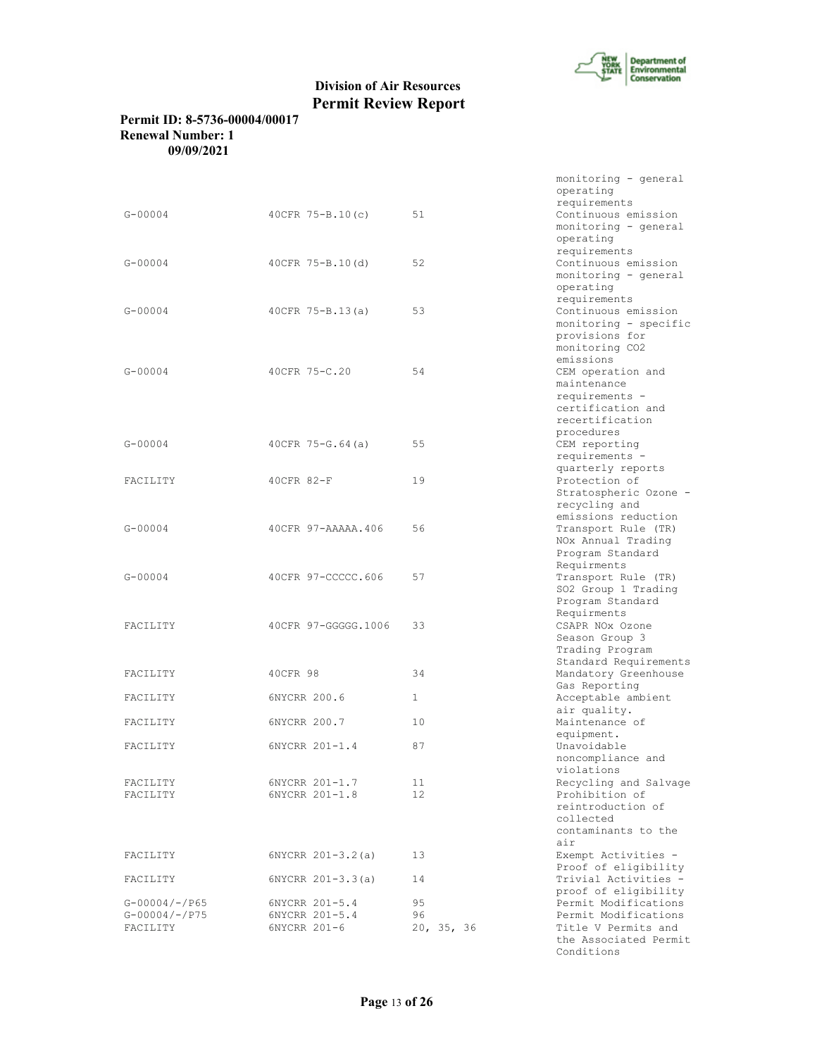| | | | |
|---|---|---|---|
| | | | monitoring - general operating requirements |
| G-00004 | 40CFR 75-B.10(c) | 51 | Continuous emission monitoring - general operating requirements |
| G-00004 | 40CFR 75-B.10(d) | 52 | Continuous emission monitoring - general operating requirements |
| G-00004 | 40CFR 75-B.13(a) | 53 | Continuous emission monitoring - specific provisions for monitoring CO2 emissions |
| G-00004 | 40CFR 75-C.20 | 54 | CEM operation and maintenance requirements - certification and recertification procedures |
| G-00004 | 40CFR 75-G.64(a) | 55 | CEM reporting requirements - quarterly reports |
| FACILITY | 40CFR 82-F | 19 | Protection of Stratospheric Ozone - recycling and emissions reduction |
| G-00004 | 40CFR 97-AAAAA.406 | 56 | Transport Rule (TR) NOx Annual Trading Program Standard Requirments |
| G-00004 | 40CFR 97-CCCCC.606 | 57 | Transport Rule (TR) SO2 Group 1 Trading Program Standard Requirments |
| FACILITY | 40CFR 97-GGGGG.1006 | 33 | CSAPR NOx Ozone Season Group 3 Trading Program Standard Requirements |
| FACILITY | 40CFR 98 | 34 | Mandatory Greenhouse Gas Reporting |
| FACILITY | 6NYCRR 200.6 | 1 | Acceptable ambient air quality. |
| FACILITY | 6NYCRR 200.7 | 10 | Maintenance of equipment. |
| FACILITY | 6NYCRR 201-1.4 | 87 | Unavoidable noncompliance and violations |
| FACILITY | 6NYCRR 201-1.7 | 11 | Recycling and Salvage |
| FACILITY | 6NYCRR 201-1.8 | 12 | Prohibition of reintroduction of collected contaminants to the air |
| FACILITY | 6NYCRR 201-3.2(a) | 13 | Exempt Activities - Proof of eligibility |
| FACILITY | 6NYCRR 201-3.3(a) | 14 | Trivial Activities - proof of eligibility |
| G-00004/-/P65 | 6NYCRR 201-5.4 | 95 | Permit Modifications |
| G-00004/-/P75 | 6NYCRR 201-5.4 | 96 | Permit Modifications |
| FACILITY | 6NYCRR 201-6 | 20, 35, 36 | Title V Permits and the Associated Permit Conditions |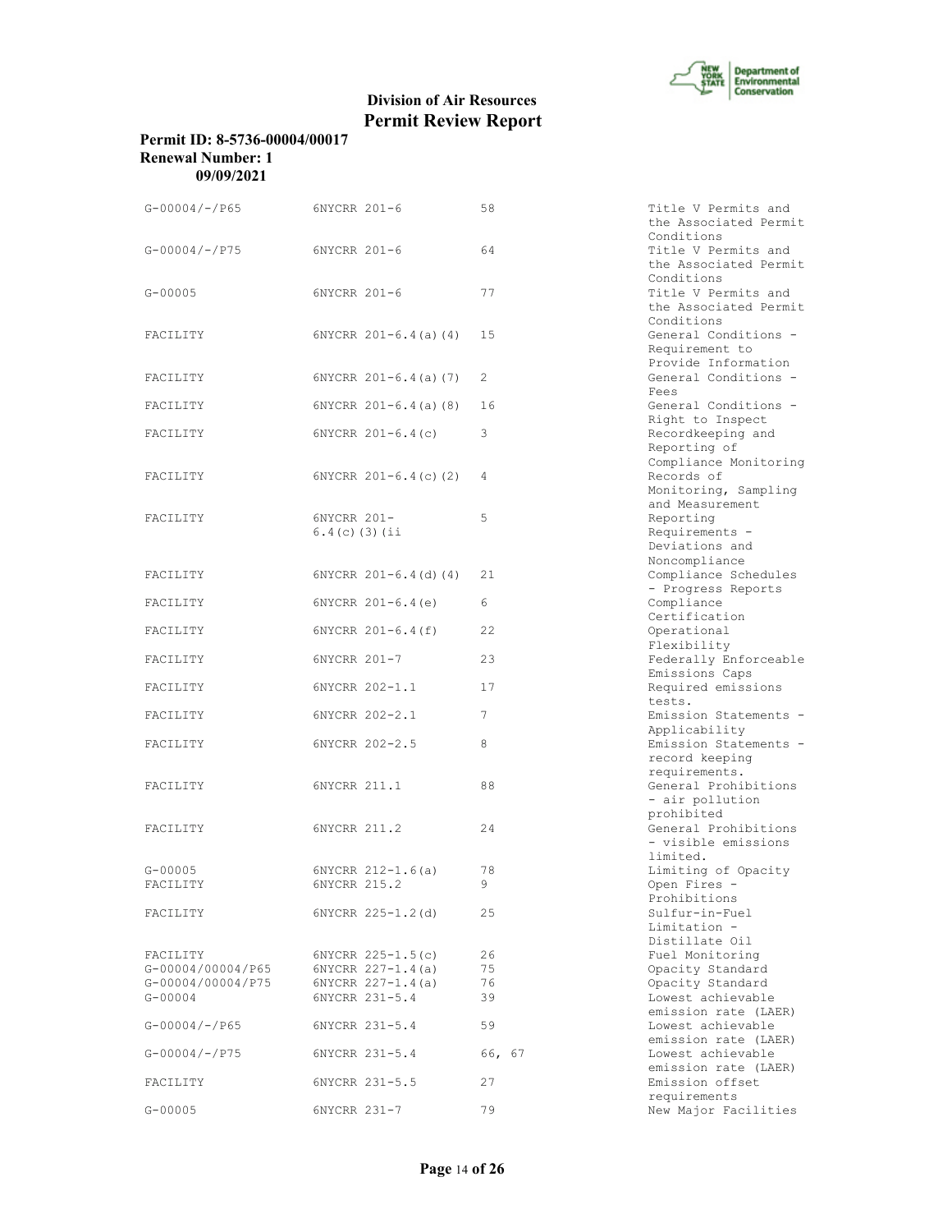**Division of Air Resources**
**Permit Review Report**

**Permit ID: 8-5736-00004/00017**
**Renewal Number: 1**
**09/09/2021**

| | | | |
|---|---|---|---|
| G-00004/-/P65 | 6NYCRR 201-6 | 58 | Title V Permits and the Associated Permit Conditions |
| G-00004/-/P75 | 6NYCRR 201-6 | 64 | Title V Permits and the Associated Permit Conditions |
| G-00005 | 6NYCRR 201-6 | 77 | Title V Permits and the Associated Permit Conditions |
| FACILITY | 6NYCRR 201-6.4(a)(4) | 15 | General Conditions - Requirement to Provide Information |
| FACILITY | 6NYCRR 201-6.4(a)(7) | 2 | General Conditions - Fees |
| FACILITY | 6NYCRR 201-6.4(a)(8) | 16 | General Conditions - Right to Inspect |
| FACILITY | 6NYCRR 201-6.4(c) | 3 | Recordkeeping and Reporting of Compliance Monitoring |
| FACILITY | 6NYCRR 201-6.4(c)(2) | 4 | Records of Monitoring, Sampling and Measurement |
| FACILITY | 6NYCRR 201-6.4(c)(3)(ii | 5 | Reporting Requirements - Deviations and Noncompliance |
| FACILITY | 6NYCRR 201-6.4(d)(4) | 21 | Compliance Schedules - Progress Reports |
| FACILITY | 6NYCRR 201-6.4(e) | 6 | Compliance Certification |
| FACILITY | 6NYCRR 201-6.4(f) | 22 | Operational Flexibility |
| FACILITY | 6NYCRR 201-7 | 23 | Federally Enforceable Emissions Caps |
| FACILITY | 6NYCRR 202-1.1 | 17 | Required emissions tests. |
| FACILITY | 6NYCRR 202-2.1 | 7 | Emission Statements - Applicability |
| FACILITY | 6NYCRR 202-2.5 | 8 | Emission Statements - record keeping requirements. |
| FACILITY | 6NYCRR 211.1 | 88 | General Prohibitions - air pollution prohibited |
| FACILITY | 6NYCRR 211.2 | 24 | General Prohibitions - visible emissions limited. |
| G-00005 | 6NYCRR 212-1.6(a) | 78 | Limiting of Opacity |
| FACILITY | 6NYCRR 215.2 | 9 | Open Fires - Prohibitions |
| FACILITY | 6NYCRR 225-1.2(d) | 25 | Sulfur-in-Fuel Limitation - Distillate Oil |
| FACILITY | 6NYCRR 225-1.5(c) | 26 | Fuel Monitoring |
| G-00004/00004/P65 | 6NYCRR 227-1.4(a) | 75 | Opacity Standard |
| G-00004/00004/P75 | 6NYCRR 227-1.4(a) | 76 | Opacity Standard |
| G-00004 | 6NYCRR 231-5.4 | 39 | Lowest achievable emission rate (LAER) |
| G-00004/-/P65 | 6NYCRR 231-5.4 | 59 | Lowest achievable emission rate (LAER) |
| G-00004/-/P75 | 6NYCRR 231-5.4 | 66, 67 | Lowest achievable emission rate (LAER) |
| FACILITY | 6NYCRR 231-5.5 | 27 | Emission offset requirements |
| G-00005 | 6NYCRR 231-7 | 79 | New Major Facilities |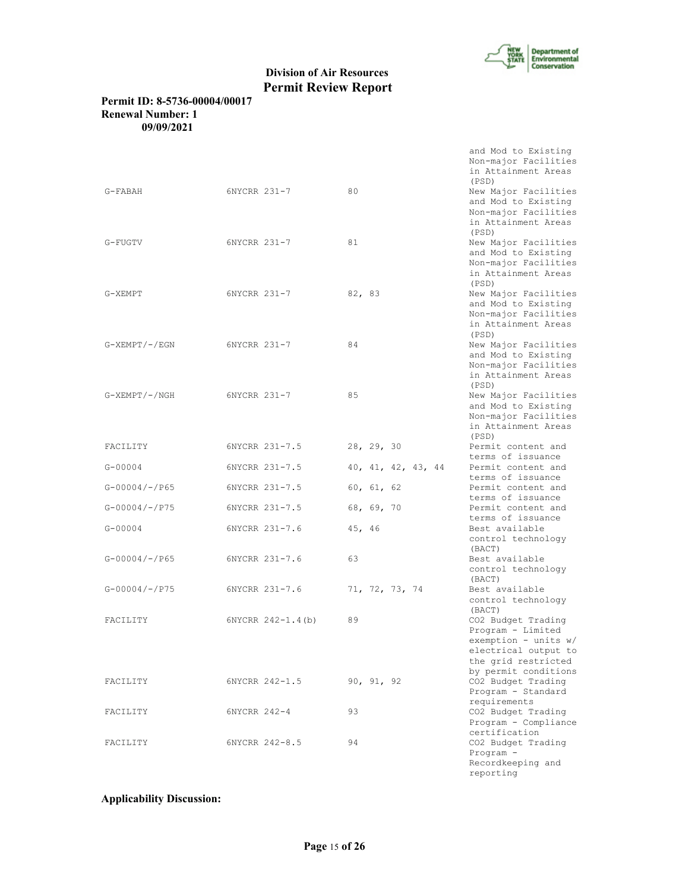| | | | |
|---|---|---|---|
| | | | and Mod to Existing Non-major Facilities in Attainment Areas (PSD) |
| G-FABAH | 6NYCRR 231-7 | 80 | New Major Facilities and Mod to Existing Non-major Facilities in Attainment Areas (PSD) |
| G-FUGTV | 6NYCRR 231-7 | 81 | New Major Facilities and Mod to Existing Non-major Facilities in Attainment Areas (PSD) |
| G-XEMPT | 6NYCRR 231-7 | 82, 83 | New Major Facilities and Mod to Existing Non-major Facilities in Attainment Areas (PSD) |
| G-XEMPT/-/EGN | 6NYCRR 231-7 | 84 | New Major Facilities and Mod to Existing Non-major Facilities in Attainment Areas (PSD) |
| G-XEMPT/-/NGH | 6NYCRR 231-7 | 85 | New Major Facilities and Mod to Existing Non-major Facilities in Attainment Areas (PSD) |
| FACILITY | 6NYCRR 231-7.5 | 28, 29, 30 | Permit content and terms of issuance |
| G-00004 | 6NYCRR 231-7.5 | 40, 41, 42, 43, 44 | Permit content and terms of issuance |
| G-00004/-/P65 | 6NYCRR 231-7.5 | 60, 61, 62 | Permit content and terms of issuance |
| G-00004/-/P75 | 6NYCRR 231-7.5 | 68, 69, 70 | Permit content and terms of issuance |
| G-00004 | 6NYCRR 231-7.6 | 45, 46 | Best available control technology (BACT) |
| G-00004/-/P65 | 6NYCRR 231-7.6 | 63 | Best available control technology (BACT) |
| G-00004/-/P75 | 6NYCRR 231-7.6 | 71, 72, 73, 74 | Best available control technology (BACT) |
| FACILITY | 6NYCRR 242-1.4(b) | 89 | CO2 Budget Trading Program - Limited exemption - units w/ electrical output to the grid restricted by permit conditions |
| FACILITY | 6NYCRR 242-1.5 | 90, 91, 92 | CO2 Budget Trading Program - Standard requirements |
| FACILITY | 6NYCRR 242-4 | 93 | CO2 Budget Trading Program - Compliance certification |
| FACILITY | 6NYCRR 242-8.5 | 94 | CO2 Budget Trading Program - Recordkeeping and reporting |

**Applicability Discussion:**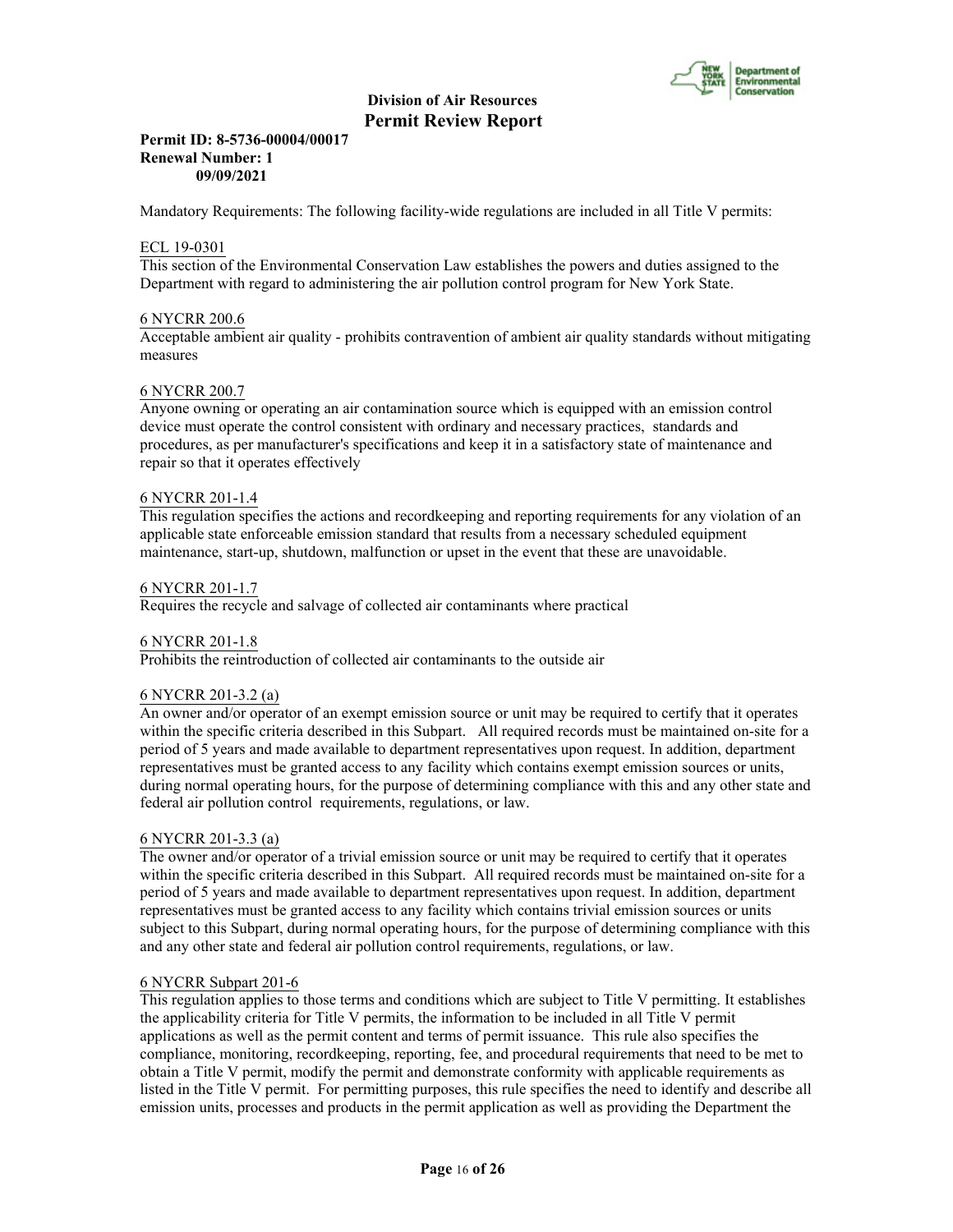Mandatory Requirements: The following facility-wide regulations are included in all Title V permits:

ECL 19-0301

This section of the Environmental Conservation Law establishes the powers and duties assigned to the Department with regard to administering the air pollution control program for New York State.

6 NYCRR 200.6

Acceptable ambient air quality - prohibits contravention of ambient air quality standards without mitigating measures

6 NYCRR 200.7

Anyone owning or operating an air contamination source which is equipped with an emission control device must operate the control consistent with ordinary and necessary practices, standards and procedures, as per manufacturer's specifications and keep it in a satisfactory state of maintenance and repair so that it operates effectively

6 NYCRR 201-1.4

This regulation specifies the actions and recordkeeping and reporting requirements for any violation of an applicable state enforceable emission standard that results from a necessary scheduled equipment maintenance, start-up, shutdown, malfunction or upset in the event that these are unavoidable.

6 NYCRR 201-1.7

Requires the recycle and salvage of collected air contaminants where practical

6 NYCRR 201-1.8

Prohibits the reintroduction of collected air contaminants to the outside air

6 NYCRR 201-3.2 (a)

An owner and/or operator of an exempt emission source or unit may be required to certify that it operates within the specific criteria described in this Subpart. All required records must be maintained on-site for a period of 5 years and made available to department representatives upon request. In addition, department representatives must be granted access to any facility which contains exempt emission sources or units, during normal operating hours, for the purpose of determining compliance with this and any other state and federal air pollution control requirements, regulations, or law.

6 NYCRR 201-3.3 (a)

The owner and/or operator of a trivial emission source or unit may be required to certify that it operates within the specific criteria described in this Subpart. All required records must be maintained on-site for a period of 5 years and made available to department representatives upon request. In addition, department representatives must be granted access to any facility which contains trivial emission sources or units subject to this Subpart, during normal operating hours, for the purpose of determining compliance with this and any other state and federal air pollution control requirements, regulations, or law.

6 NYCRR Subpart 201-6

This regulation applies to those terms and conditions which are subject to Title V permitting. It establishes the applicability criteria for Title V permits, the information to be included in all Title V permit applications as well as the permit content and terms of permit issuance. This rule also specifies the compliance, monitoring, recordkeeping, reporting, fee, and procedural requirements that need to be met to obtain a Title V permit, modify the permit and demonstrate conformity with applicable requirements as listed in the Title V permit. For permitting purposes, this rule specifies the need to identify and describe all emission units, processes and products in the permit application as well as providing the Department the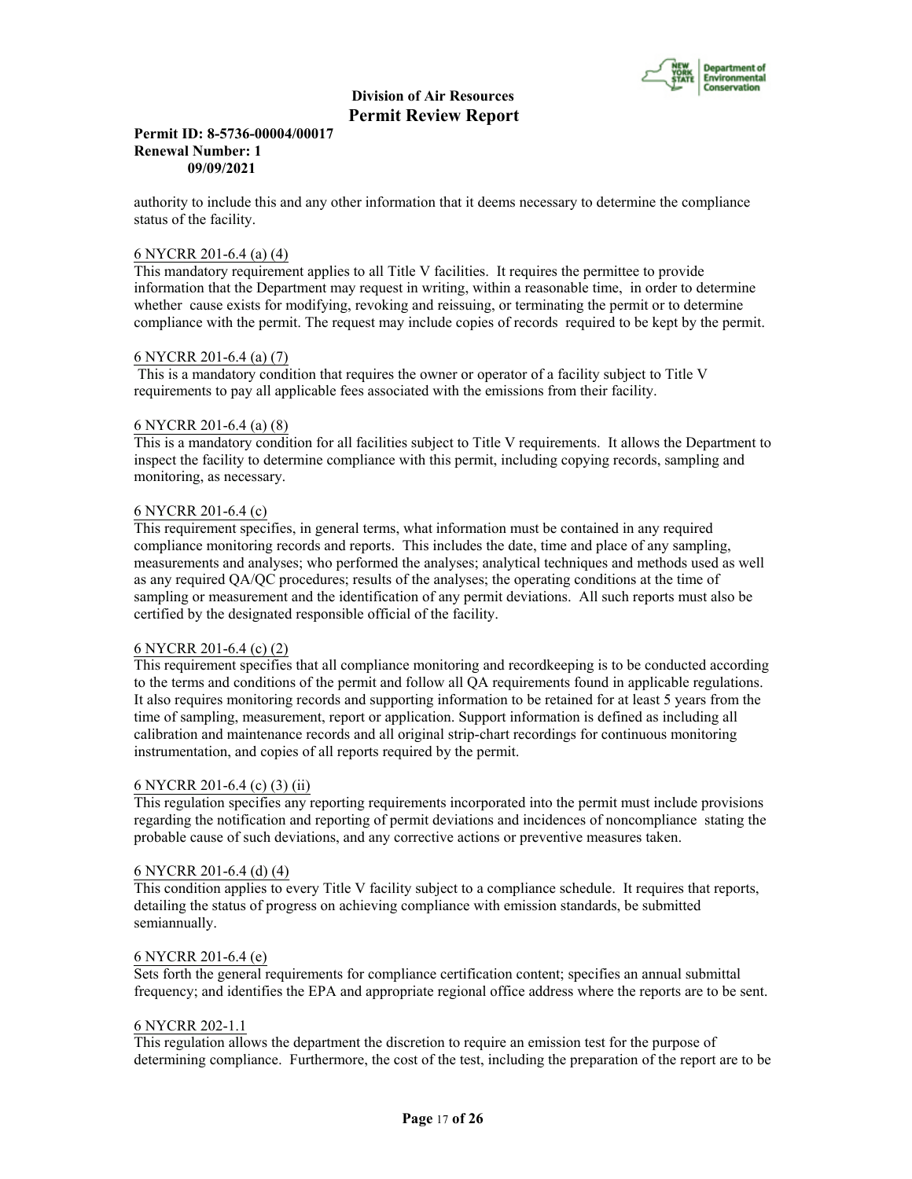authority to include this and any other information that it deems necessary to determine the compliance status of the facility.

6 NYCRR 201-6.4 (a) (4)
This mandatory requirement applies to all Title V facilities. It requires the permittee to provide information that the Department may request in writing, within a reasonable time, in order to determine whether cause exists for modifying, revoking and reissuing, or terminating the permit or to determine compliance with the permit. The request may include copies of records required to be kept by the permit.

6 NYCRR 201-6.4 (a) (7)
This is a mandatory condition that requires the owner or operator of a facility subject to Title V requirements to pay all applicable fees associated with the emissions from their facility.

6 NYCRR 201-6.4 (a) (8)
This is a mandatory condition for all facilities subject to Title V requirements. It allows the Department to inspect the facility to determine compliance with this permit, including copying records, sampling and monitoring, as necessary.

6 NYCRR 201-6.4 (c)
This requirement specifies, in general terms, what information must be contained in any required compliance monitoring records and reports. This includes the date, time and place of any sampling, measurements and analyses; who performed the analyses; analytical techniques and methods used as well as any required QA/QC procedures; results of the analyses; the operating conditions at the time of sampling or measurement and the identification of any permit deviations. All such reports must also be certified by the designated responsible official of the facility.

6 NYCRR 201-6.4 (c) (2)
This requirement specifies that all compliance monitoring and recordkeeping is to be conducted according to the terms and conditions of the permit and follow all QA requirements found in applicable regulations. It also requires monitoring records and supporting information to be retained for at least 5 years from the time of sampling, measurement, report or application. Support information is defined as including all calibration and maintenance records and all original strip-chart recordings for continuous monitoring instrumentation, and copies of all reports required by the permit.

6 NYCRR 201-6.4 (c) (3) (ii)
This regulation specifies any reporting requirements incorporated into the permit must include provisions regarding the notification and reporting of permit deviations and incidences of noncompliance stating the probable cause of such deviations, and any corrective actions or preventive measures taken.

6 NYCRR 201-6.4 (d) (4)
This condition applies to every Title V facility subject to a compliance schedule. It requires that reports, detailing the status of progress on achieving compliance with emission standards, be submitted semiannually.

6 NYCRR 201-6.4 (e)
Sets forth the general requirements for compliance certification content; specifies an annual submittal frequency; and identifies the EPA and appropriate regional office address where the reports are to be sent.

6 NYCRR 202-1.1
This regulation allows the department the discretion to require an emission test for the purpose of determining compliance. Furthermore, the cost of the test, including the preparation of the report are to be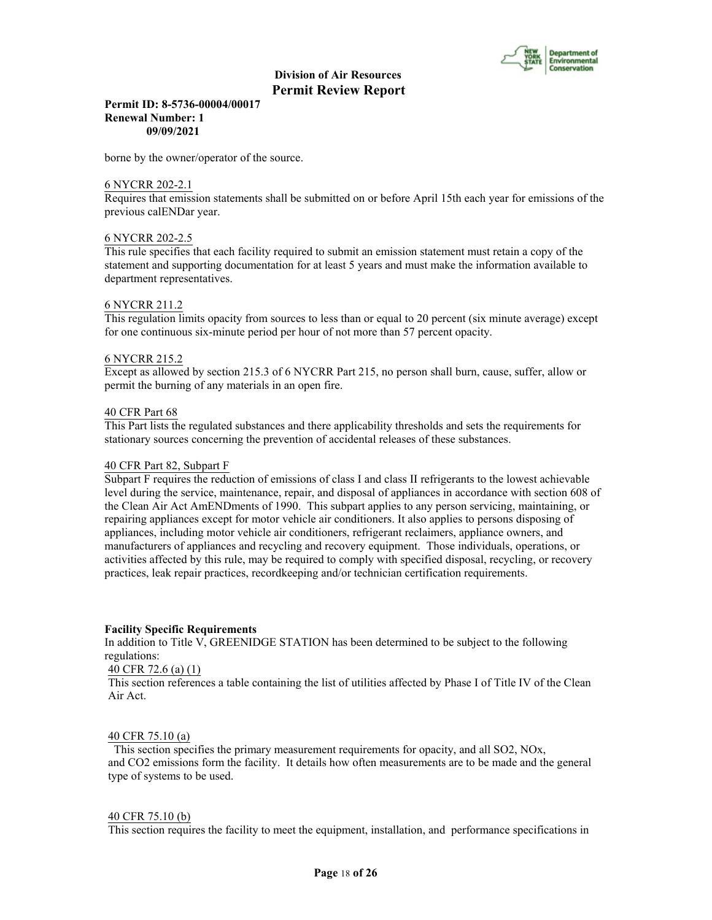borne by the owner/operator of the source.

6 NYCRR 202-2.1
Requires that emission statements shall be submitted on or before April 15th each year for emissions of the previous calENDar year.

6 NYCRR 202-2.5
This rule specifies that each facility required to submit an emission statement must retain a copy of the statement and supporting documentation for at least 5 years and must make the information available to department representatives.

6 NYCRR 211.2
This regulation limits opacity from sources to less than or equal to 20 percent (six minute average) except for one continuous six-minute period per hour of not more than 57 percent opacity.

6 NYCRR 215.2
Except as allowed by section 215.3 of 6 NYCRR Part 215, no person shall burn, cause, suffer, allow or permit the burning of any materials in an open fire.

40 CFR Part 68
This Part lists the regulated substances and there applicability thresholds and sets the requirements for stationary sources concerning the prevention of accidental releases of these substances.

40 CFR Part 82, Subpart F
Subpart F requires the reduction of emissions of class I and class II refrigerants to the lowest achievable level during the service, maintenance, repair, and disposal of appliances in accordance with section 608 of the Clean Air Act AmENDments of 1990. This subpart applies to any person servicing, maintaining, or repairing appliances except for motor vehicle air conditioners. It also applies to persons disposing of appliances, including motor vehicle air conditioners, refrigerant reclaimers, appliance owners, and manufacturers of appliances and recycling and recovery equipment. Those individuals, operations, or activities affected by this rule, may be required to comply with specified disposal, recycling, or recovery practices, leak repair practices, recordkeeping and/or technician certification requirements.

**Facility Specific Requirements**
In addition to Title V, GREENIDGE STATION has been determined to be subject to the following regulations:

40 CFR 72.6 (a) (1)
This section references a table containing the list of utilities affected by Phase I of Title IV of the Clean Air Act.

40 CFR 75.10 (a)
This section specifies the primary measurement requirements for opacity, and all $SO_2$, $NO_x$, and $CO_2$ emissions form the facility. It details how often measurements are to be made and the general type of systems to be used.

40 CFR 75.10 (b)
This section requires the facility to meet the equipment, installation, and performance specifications in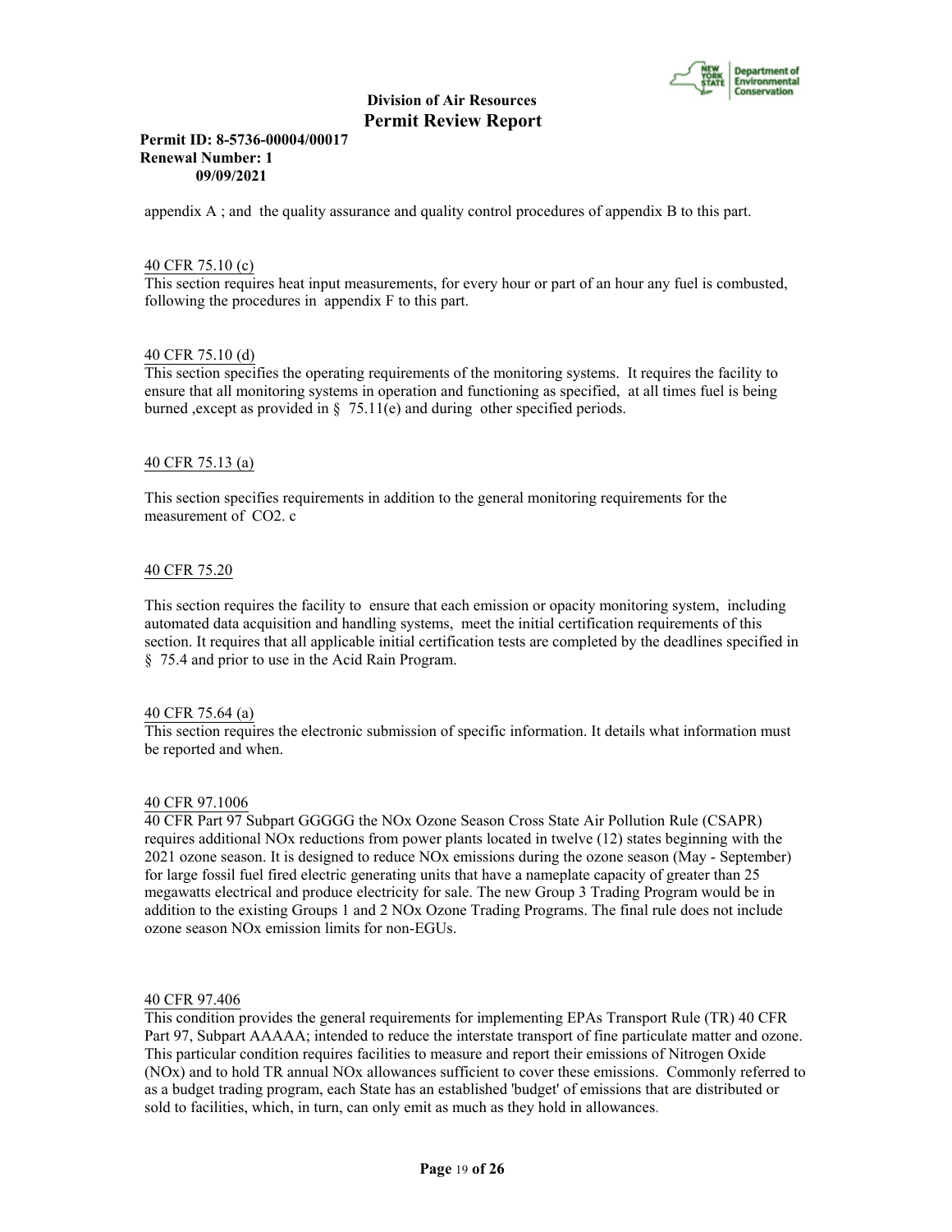appendix A ; and the quality assurance and quality control procedures of appendix B to this part.

40 CFR 75.10 (c)

This section requires heat input measurements, for every hour or part of an hour any fuel is combusted, following the procedures in appendix F to this part.

40 CFR 75.10 (d)

This section specifies the operating requirements of the monitoring systems. It requires the facility to ensure that all monitoring systems in operation and functioning as specified, at all times fuel is being burned ,except as provided in § 75.11(e) and during other specified periods.

40 CFR 75.13 (a)

This section specifies requirements in addition to the general monitoring requirements for the measurement of $CO_2$. c

40 CFR 75.20

This section requires the facility to ensure that each emission or opacity monitoring system, including automated data acquisition and handling systems, meet the initial certification requirements of this section. It requires that all applicable initial certification tests are completed by the deadlines specified in § 75.4 and prior to use in the Acid Rain Program.

40 CFR 75.64 (a)

This section requires the electronic submission of specific information. It details what information must be reported and when.

40 CFR 97.1006

40 CFR Part 97 Subpart GGGGG the NOx Ozone Season Cross State Air Pollution Rule (CSAPR) requires additional NOx reductions from power plants located in twelve (12) states beginning with the 2021 ozone season. It is designed to reduce NOx emissions during the ozone season (May - September) for large fossil fuel fired electric generating units that have a nameplate capacity of greater than 25 megawatts electrical and produce electricity for sale. The new Group 3 Trading Program would be in addition to the existing Groups 1 and 2 NOx Ozone Trading Programs. The final rule does not include ozone season NOx emission limits for non-EGUs.

40 CFR 97.406

This condition provides the general requirements for implementing EPAs Transport Rule (TR) 40 CFR Part 97, Subpart AAAAA; intended to reduce the interstate transport of fine particulate matter and ozone. This particular condition requires facilities to measure and report their emissions of Nitrogen Oxide (NOx) and to hold TR annual NOx allowances sufficient to cover these emissions. Commonly referred to as a budget trading program, each State has an established 'budget' of emissions that are distributed or sold to facilities, which, in turn, can only emit as much as they hold in allowances.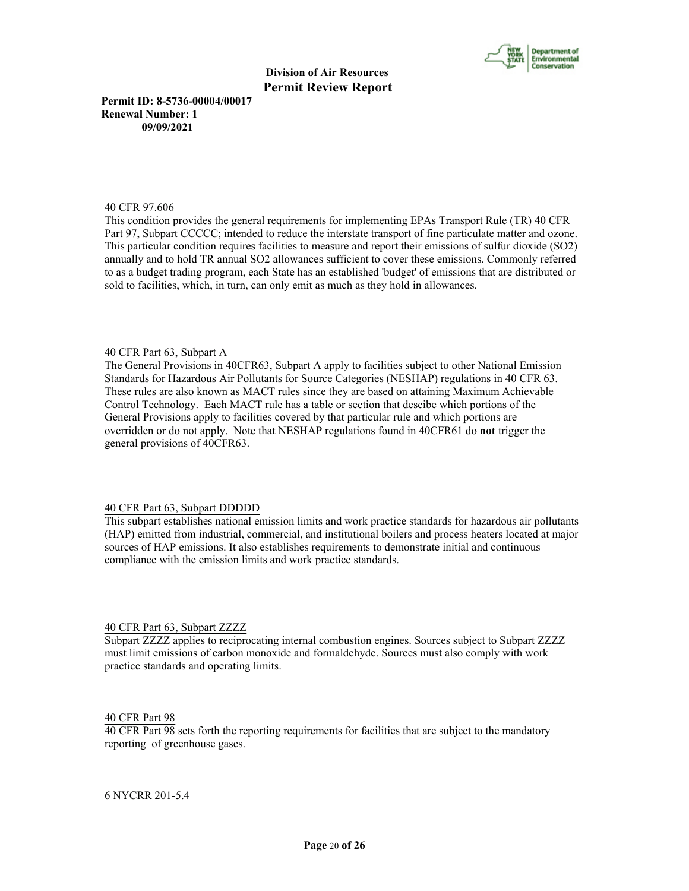40 CFR 97.606

This condition provides the general requirements for implementing EPAs Transport Rule (TR) 40 CFR Part 97, Subpart CCCCC; intended to reduce the interstate transport of fine particulate matter and ozone. This particular condition requires facilities to measure and report their emissions of sulfur dioxide (SO2) annually and to hold TR annual SO2 allowances sufficient to cover these emissions. Commonly referred to as a budget trading program, each State has an established 'budget' of emissions that are distributed or sold to facilities, which, in turn, can only emit as much as they hold in allowances.

40 CFR Part 63, Subpart A

The General Provisions in 40CFR63, Subpart A apply to facilities subject to other National Emission Standards for Hazardous Air Pollutants for Source Categories (NESHAP) regulations in 40 CFR 63. These rules are also known as MACT rules since they are based on attaining Maximum Achievable Control Technology. Each MACT rule has a table or section that descibe which portions of the General Provisions apply to facilities covered by that particular rule and which portions are overridden or do not apply. Note that NESHAP regulations found in 40CFR61 do **not** trigger the general provisions of 40CFR63.

40 CFR Part 63, Subpart DDDDD

This subpart establishes national emission limits and work practice standards for hazardous air pollutants (HAP) emitted from industrial, commercial, and institutional boilers and process heaters located at major sources of HAP emissions. It also establishes requirements to demonstrate initial and continuous compliance with the emission limits and work practice standards.

40 CFR Part 63, Subpart ZZZZ

Subpart ZZZZ applies to reciprocating internal combustion engines. Sources subject to Subpart ZZZZ must limit emissions of carbon monoxide and formaldehyde. Sources must also comply with work practice standards and operating limits.

40 CFR Part 98

40 CFR Part 98 sets forth the reporting requirements for facilities that are subject to the mandatory reporting of greenhouse gases.

6 NYCRR 201-5.4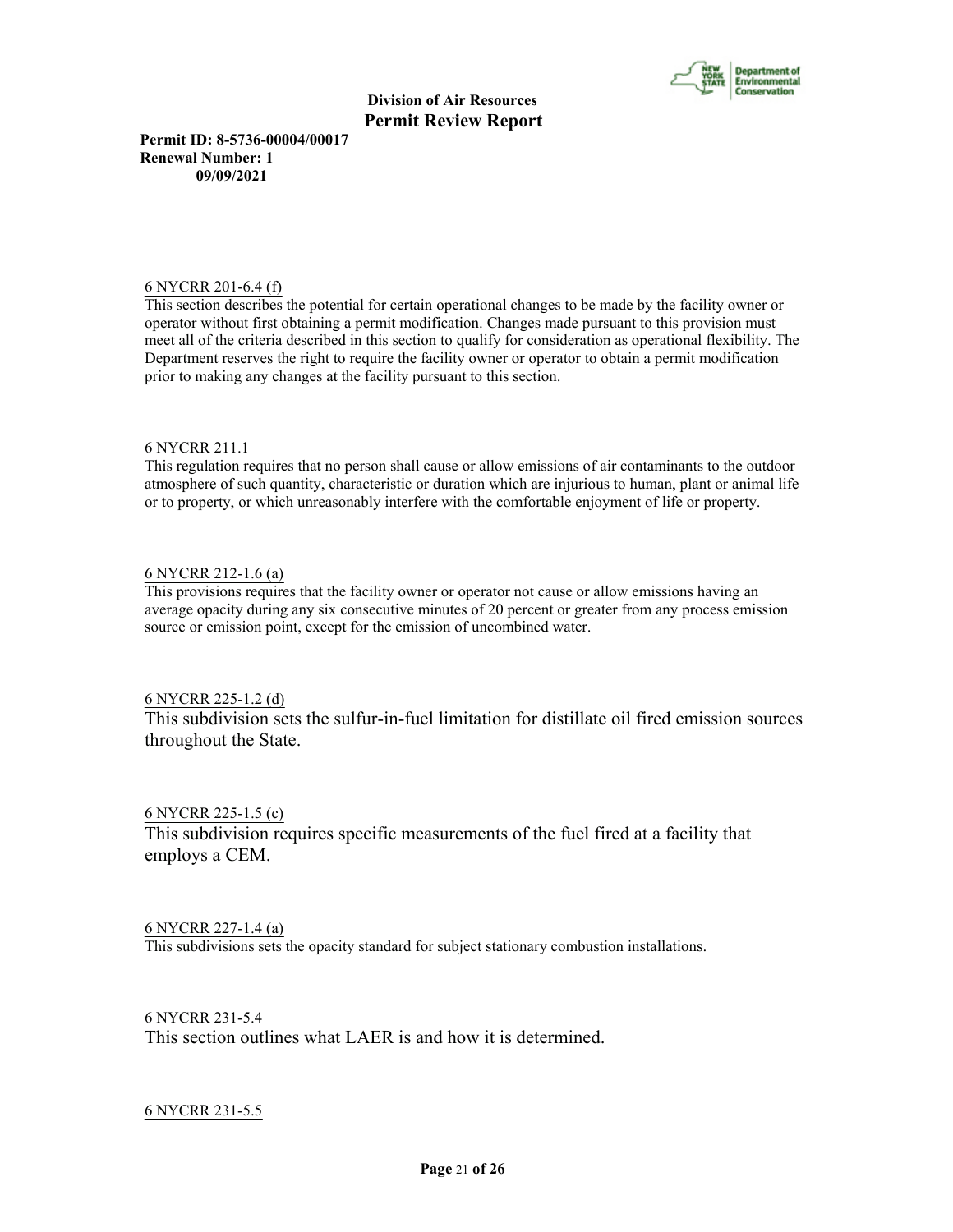6 NYCRR 201-6.4 (f)

This section describes the potential for certain operational changes to be made by the facility owner or operator without first obtaining a permit modification. Changes made pursuant to this provision must meet all of the criteria described in this section to qualify for consideration as operational flexibility. The Department reserves the right to require the facility owner or operator to obtain a permit modification prior to making any changes at the facility pursuant to this section.

6 NYCRR 211.1

This regulation requires that no person shall cause or allow emissions of air contaminants to the outdoor atmosphere of such quantity, characteristic or duration which are injurious to human, plant or animal life or to property, or which unreasonably interfere with the comfortable enjoyment of life or property.

6 NYCRR 212-1.6 (a)

This provisions requires that the facility owner or operator not cause or allow emissions having an average opacity during any six consecutive minutes of 20 percent or greater from any process emission source or emission point, except for the emission of uncombined water.

6 NYCRR 225-1.2 (d)

This subdivision sets the sulfur-in-fuel limitation for distillate oil fired emission sources throughout the State.

6 NYCRR 225-1.5 (c)

This subdivision requires specific measurements of the fuel fired at a facility that employs a CEM.

6 NYCRR 227-1.4 (a)

This subdivisions sets the opacity standard for subject stationary combustion installations.

6 NYCRR 231-5.4

This section outlines what LAER is and how it is determined.

6 NYCRR 231-5.5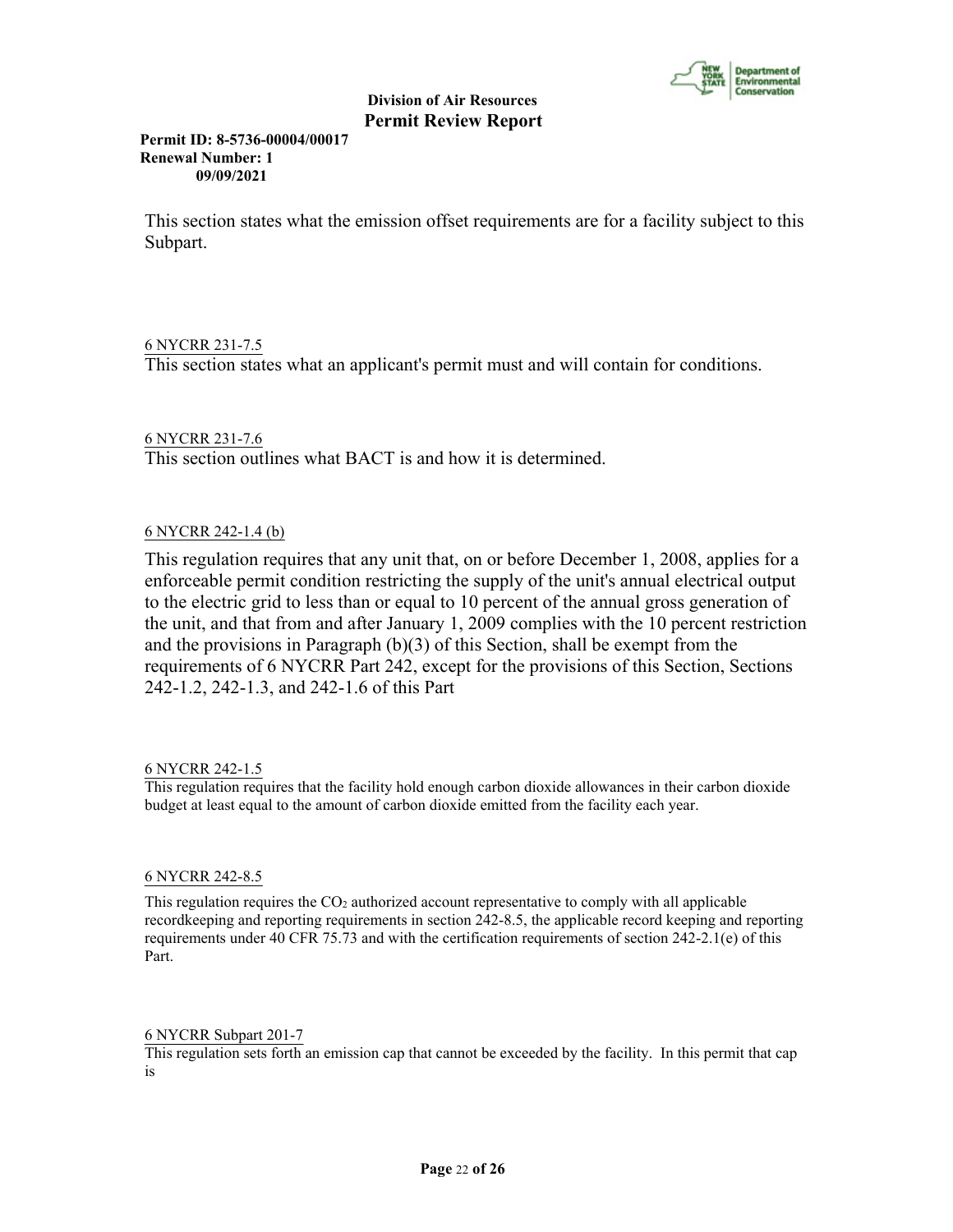This section states what the emission offset requirements are for a facility subject to this Subpart.

6 NYCRR 231-7.5

This section states what an applicant's permit must and will contain for conditions.

6 NYCRR 231-7.6

This section outlines what BACT is and how it is determined.

6 NYCRR 242-1.4 (b)

This regulation requires that any unit that, on or before December 1, 2008, applies for a enforceable permit condition restricting the supply of the unit's annual electrical output to the electric grid to less than or equal to 10 percent of the annual gross generation of the unit, and that from and after January 1, 2009 complies with the 10 percent restriction and the provisions in Paragraph (b)(3) of this Section, shall be exempt from the requirements of 6 NYCRR Part 242, except for the provisions of this Section, Sections 242-1.2, 242-1.3, and 242-1.6 of this Part

6 NYCRR 242-1.5

This regulation requires that the facility hold enough carbon dioxide allowances in their carbon dioxide budget at least equal to the amount of carbon dioxide emitted from the facility each year.

6 NYCRR 242-8.5

This regulation requires the $CO_2$ authorized account representative to comply with all applicable recordkeeping and reporting requirements in section 242-8.5, the applicable record keeping and reporting requirements under 40 CFR 75.73 and with the certification requirements of section 242-2.1(e) of this Part.

6 NYCRR Subpart 201-7

This regulation sets forth an emission cap that cannot be exceeded by the facility. In this permit that cap is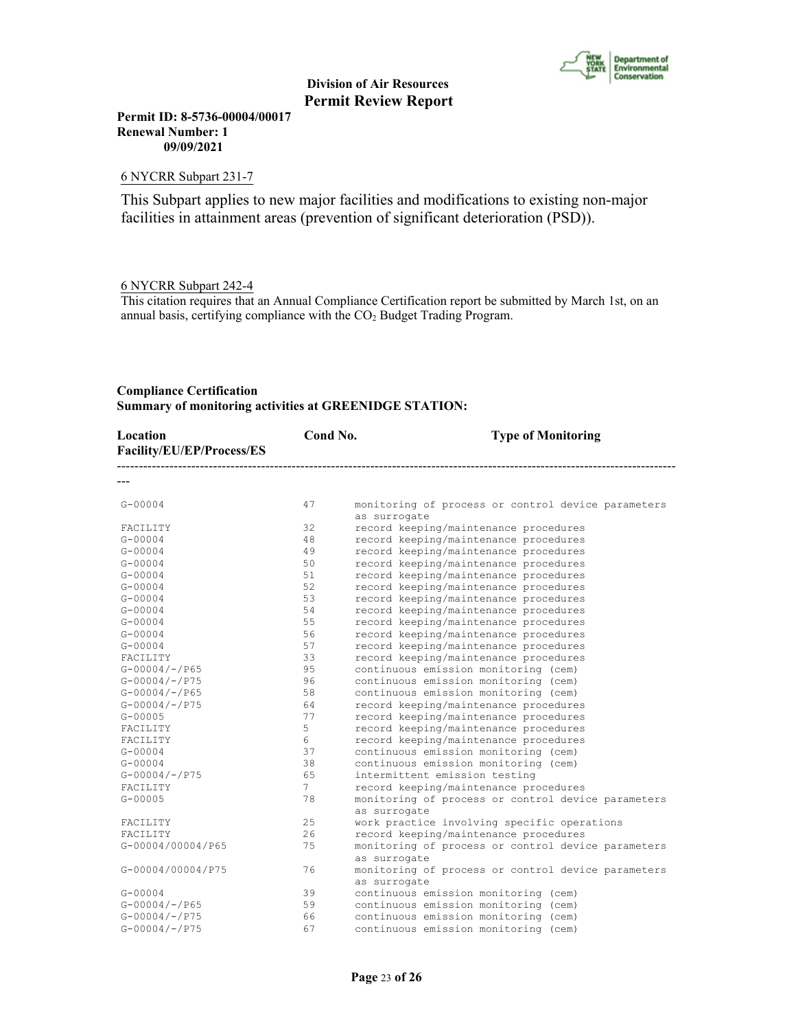6 NYCRR Subpart 231-7

This Subpart applies to new major facilities and modifications to existing non-major facilities in attainment areas (prevention of significant deterioration (PSD)).

6 NYCRR Subpart 242-4

This citation requires that an Annual Compliance Certification report be submitted by March 1st, on an annual basis, certifying compliance with the $CO_2$ Budget Trading Program.

**Compliance Certification**
**Summary of monitoring activities at GREENIDGE STATION:**

| Location Facility/EU/EP/Process/ES | Cond No. | Type of Monitoring |
|---|---|---|
| G-00004 | 47 | monitoring of process or control device parameters as surrogate |
| FACILITY | 32 | record keeping/maintenance procedures |
| G-00004 | 48 | record keeping/maintenance procedures |
| G-00004 | 49 | record keeping/maintenance procedures |
| G-00004 | 50 | record keeping/maintenance procedures |
| G-00004 | 51 | record keeping/maintenance procedures |
| G-00004 | 52 | record keeping/maintenance procedures |
| G-00004 | 53 | record keeping/maintenance procedures |
| G-00004 | 54 | record keeping/maintenance procedures |
| G-00004 | 55 | record keeping/maintenance procedures |
| G-00004 | 56 | record keeping/maintenance procedures |
| G-00004 | 57 | record keeping/maintenance procedures |
| FACILITY | 33 | record keeping/maintenance procedures |
| G-00004/-/P65 | 95 | continuous emission monitoring (cem) |
| G-00004/-/P75 | 96 | continuous emission monitoring (cem) |
| G-00004/-/P65 | 58 | continuous emission monitoring (cem) |
| G-00004/-/P75 | 64 | record keeping/maintenance procedures |
| G-00005 | 77 | record keeping/maintenance procedures |
| FACILITY | 5 | record keeping/maintenance procedures |
| FACILITY | 6 | record keeping/maintenance procedures |
| G-00004 | 37 | continuous emission monitoring (cem) |
| G-00004 | 38 | continuous emission monitoring (cem) |
| G-00004/-/P75 | 65 | intermittent emission testing |
| FACILITY | 7 | record keeping/maintenance procedures |
| G-00005 | 78 | monitoring of process or control device parameters as surrogate |
| FACILITY | 25 | work practice involving specific operations |
| FACILITY | 26 | record keeping/maintenance procedures |
| G-00004/00004/P65 | 75 | monitoring of process or control device parameters as surrogate |
| G-00004/00004/P75 | 76 | monitoring of process or control device parameters as surrogate |
| G-00004 | 39 | continuous emission monitoring (cem) |
| G-00004/-/P65 | 59 | continuous emission monitoring (cem) |
| G-00004/-/P75 | 66 | continuous emission monitoring (cem) |
| G-00004/-/P75 | 67 | continuous emission monitoring (cem) |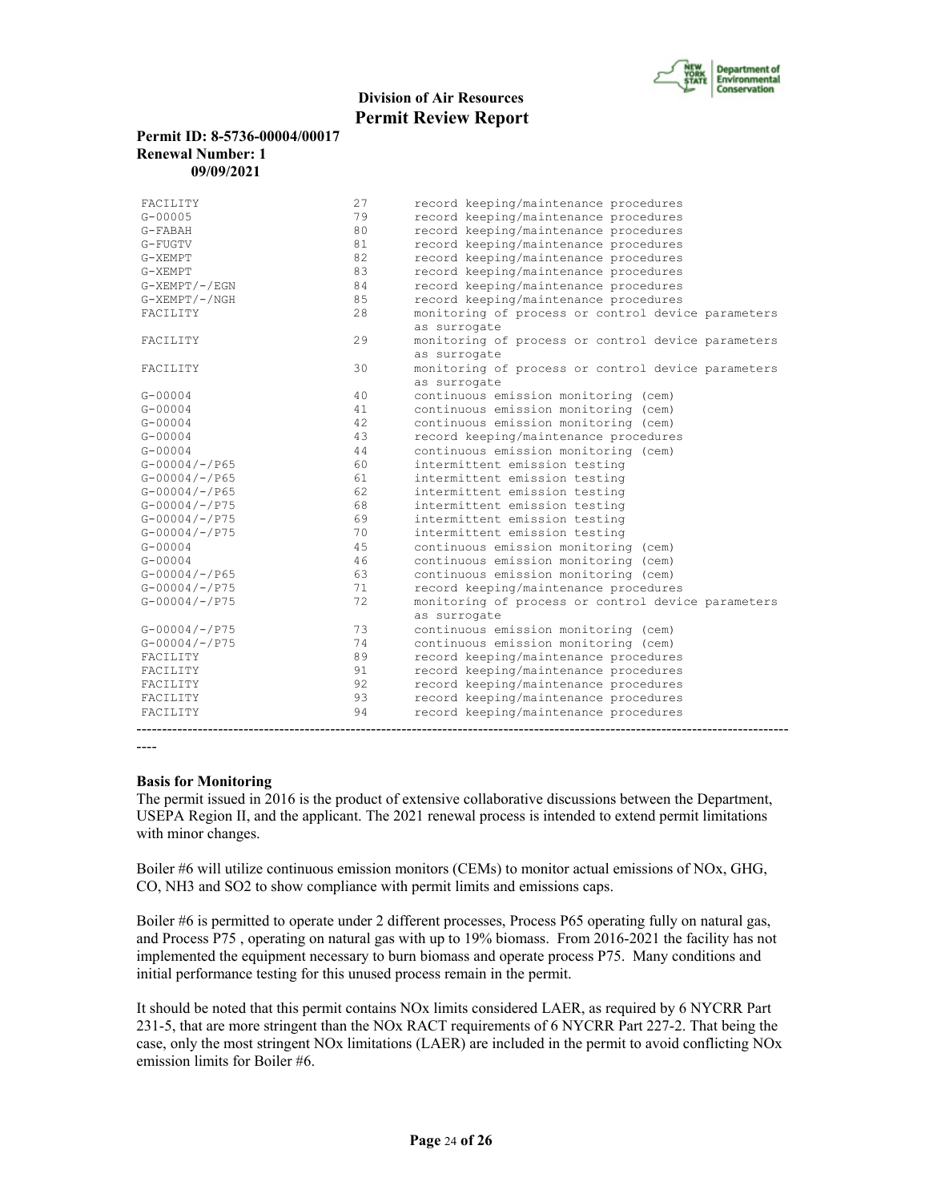| | | |
|---|---|---|
| FACILITY | 27 | record keeping/maintenance procedures |
| G-00005 | 79 | record keeping/maintenance procedures |
| G-FABAH | 80 | record keeping/maintenance procedures |
| G-FUGTV | 81 | record keeping/maintenance procedures |
| G-XEMPT | 82 | record keeping/maintenance procedures |
| G-XEMPT | 83 | record keeping/maintenance procedures |
| G-XEMPT/-/EGN | 84 | record keeping/maintenance procedures |
| G-XEMPT/-/NGH | 85 | record keeping/maintenance procedures |
| FACILITY | 28 | monitoring of process or control device parameters as surrogate |
| FACILITY | 29 | monitoring of process or control device parameters as surrogate |
| FACILITY | 30 | monitoring of process or control device parameters as surrogate |
| G-00004 | 40 | continuous emission monitoring (cem) |
| G-00004 | 41 | continuous emission monitoring (cem) |
| G-00004 | 42 | continuous emission monitoring (cem) |
| G-00004 | 43 | record keeping/maintenance procedures |
| G-00004 | 44 | continuous emission monitoring (cem) |
| G-00004/-/P65 | 60 | intermittent emission testing |
| G-00004/-/P65 | 61 | intermittent emission testing |
| G-00004/-/P65 | 62 | intermittent emission testing |
| G-00004/-/P75 | 68 | intermittent emission testing |
| G-00004/-/P75 | 69 | intermittent emission testing |
| G-00004/-/P75 | 70 | intermittent emission testing |
| G-00004 | 45 | continuous emission monitoring (cem) |
| G-00004 | 46 | continuous emission monitoring (cem) |
| G-00004/-/P65 | 63 | continuous emission monitoring (cem) |
| G-00004/-/P75 | 71 | record keeping/maintenance procedures |
| G-00004/-/P75 | 72 | monitoring of process or control device parameters as surrogate |
| G-00004/-/P75 | 73 | continuous emission monitoring (cem) |
| G-00004/-/P75 | 74 | continuous emission monitoring (cem) |
| FACILITY | 89 | record keeping/maintenance procedures |
| FACILITY | 91 | record keeping/maintenance procedures |
| FACILITY | 92 | record keeping/maintenance procedures |
| FACILITY | 93 | record keeping/maintenance procedures |
| FACILITY | 94 | record keeping/maintenance procedures |

**Basis for Monitoring**

The permit issued in 2016 is the product of extensive collaborative discussions between the Department, USEPA Region II, and the applicant. The 2021 renewal process is intended to extend permit limitations with minor changes.

Boiler #6 will utilize continuous emission monitors (CEMs) to monitor actual emissions of NOx, GHG, CO, $NH_3$ and $SO_2$ to show compliance with permit limits and emissions caps.

Boiler #6 is permitted to operate under 2 different processes, Process P65 operating fully on natural gas, and Process P75 , operating on natural gas with up to 19% biomass. From 2016-2021 the facility has not implemented the equipment necessary to burn biomass and operate process P75. Many conditions and initial performance testing for this unused process remain in the permit.

It should be noted that this permit contains NOx limits considered LAER, as required by 6 NYCRR Part 231-5, that are more stringent than the NOx RACT requirements of 6 NYCRR Part 227-2. That being the case, only the most stringent NOx limitations (LAER) are included in the permit to avoid conflicting NOx emission limits for Boiler #6.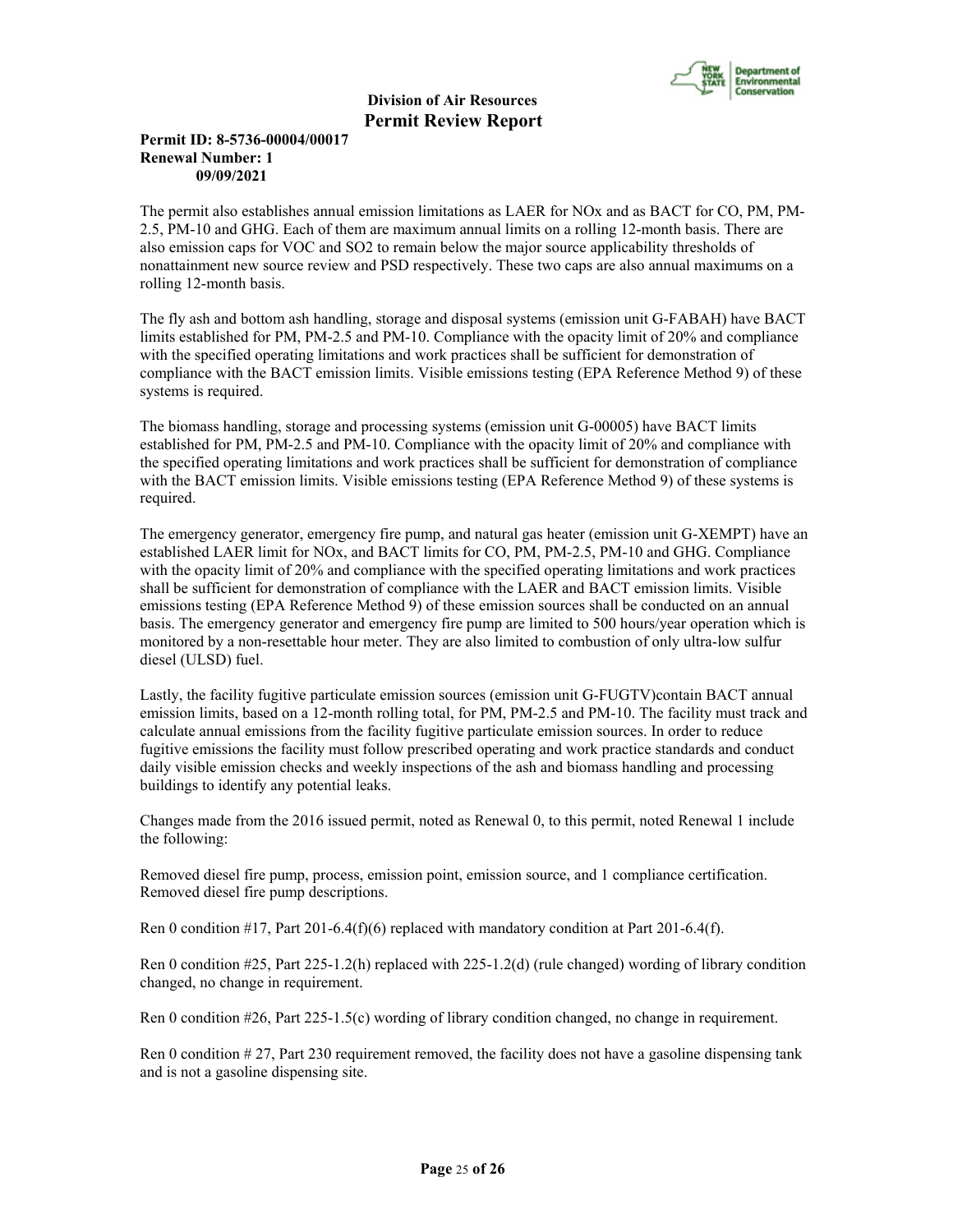The permit also establishes annual emission limitations as LAER for NOx and as BACT for CO, PM, PM-2.5, PM-10 and GHG. Each of them are maximum annual limits on a rolling 12-month basis. There are also emission caps for VOC and SO2 to remain below the major source applicability thresholds of nonattainment new source review and PSD respectively. These two caps are also annual maximums on a rolling 12-month basis.

The fly ash and bottom ash handling, storage and disposal systems (emission unit G-FABAH) have BACT limits established for PM, PM-2.5 and PM-10. Compliance with the opacity limit of 20% and compliance with the specified operating limitations and work practices shall be sufficient for demonstration of compliance with the BACT emission limits. Visible emissions testing (EPA Reference Method 9) of these systems is required.

The biomass handling, storage and processing systems (emission unit G-00005) have BACT limits established for PM, PM-2.5 and PM-10. Compliance with the opacity limit of 20% and compliance with the specified operating limitations and work practices shall be sufficient for demonstration of compliance with the BACT emission limits. Visible emissions testing (EPA Reference Method 9) of these systems is required.

The emergency generator, emergency fire pump, and natural gas heater (emission unit G-XEMPT) have an established LAER limit for NOx, and BACT limits for CO, PM, PM-2.5, PM-10 and GHG. Compliance with the opacity limit of 20% and compliance with the specified operating limitations and work practices shall be sufficient for demonstration of compliance with the LAER and BACT emission limits. Visible emissions testing (EPA Reference Method 9) of these emission sources shall be conducted on an annual basis. The emergency generator and emergency fire pump are limited to 500 hours/year operation which is monitored by a non-resettable hour meter. They are also limited to combustion of only ultra-low sulfur diesel (ULSD) fuel.

Lastly, the facility fugitive particulate emission sources (emission unit G-FUGTV)contain BACT annual emission limits, based on a 12-month rolling total, for PM, PM-2.5 and PM-10. The facility must track and calculate annual emissions from the facility fugitive particulate emission sources. In order to reduce fugitive emissions the facility must follow prescribed operating and work practice standards and conduct daily visible emission checks and weekly inspections of the ash and biomass handling and processing buildings to identify any potential leaks.

Changes made from the 2016 issued permit, noted as Renewal 0, to this permit, noted Renewal 1 include the following:

Removed diesel fire pump, process, emission point, emission source, and 1 compliance certification. Removed diesel fire pump descriptions.

Ren 0 condition #17, Part 201-6.4(f)(6) replaced with mandatory condition at Part 201-6.4(f).

Ren 0 condition #25, Part 225-1.2(h) replaced with 225-1.2(d) (rule changed) wording of library condition changed, no change in requirement.

Ren 0 condition #26, Part 225-1.5(c) wording of library condition changed, no change in requirement.

Ren 0 condition # 27, Part 230 requirement removed, the facility does not have a gasoline dispensing tank and is not a gasoline dispensing site.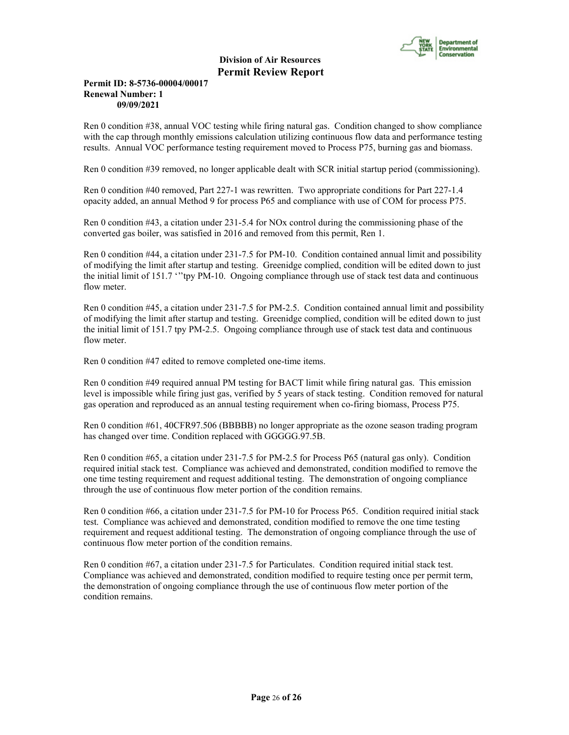Ren 0 condition #38, annual VOC testing while firing natural gas. Condition changed to show compliance with the cap through monthly emissions calculation utilizing continuous flow data and performance testing results. Annual VOC performance testing requirement moved to Process P75, burning gas and biomass.

Ren 0 condition #39 removed, no longer applicable dealt with SCR initial startup period (commissioning).

Ren 0 condition #40 removed, Part 227-1 was rewritten. Two appropriate conditions for Part 227-1.4 opacity added, an annual Method 9 for process P65 and compliance with use of COM for process P75.

Ren 0 condition #43, a citation under 231-5.4 for NOx control during the commissioning phase of the converted gas boiler, was satisfied in 2016 and removed from this permit, Ren 1.

Ren 0 condition #44, a citation under 231-7.5 for PM-10. Condition contained annual limit and possibility of modifying the limit after startup and testing. Greenidge complied, condition will be edited down to just the initial limit of 151.7 ‘’’tpy PM-10. Ongoing compliance through use of stack test data and continuous flow meter.

Ren 0 condition #45, a citation under 231-7.5 for PM-2.5. Condition contained annual limit and possibility of modifying the limit after startup and testing. Greenidge complied, condition will be edited down to just the initial limit of 151.7 tpy PM-2.5. Ongoing compliance through use of stack test data and continuous flow meter.

Ren 0 condition #47 edited to remove completed one-time items.

Ren 0 condition #49 required annual PM testing for BACT limit while firing natural gas. This emission level is impossible while firing just gas, verified by 5 years of stack testing. Condition removed for natural gas operation and reproduced as an annual testing requirement when co-firing biomass, Process P75.

Ren 0 condition #61, 40CFR97.506 (BBBBB) no longer appropriate as the ozone season trading program has changed over time. Condition replaced with GGGGG.97.5B.

Ren 0 condition #65, a citation under 231-7.5 for PM-2.5 for Process P65 (natural gas only). Condition required initial stack test. Compliance was achieved and demonstrated, condition modified to remove the one time testing requirement and request additional testing. The demonstration of ongoing compliance through the use of continuous flow meter portion of the condition remains.

Ren 0 condition #66, a citation under 231-7.5 for PM-10 for Process P65. Condition required initial stack test. Compliance was achieved and demonstrated, condition modified to remove the one time testing requirement and request additional testing. The demonstration of ongoing compliance through the use of continuous flow meter portion of the condition remains.

Ren 0 condition #67, a citation under 231-7.5 for Particulates. Condition required initial stack test. Compliance was achieved and demonstrated, condition modified to require testing once per permit term, the demonstration of ongoing compliance through the use of continuous flow meter portion of the condition remains.